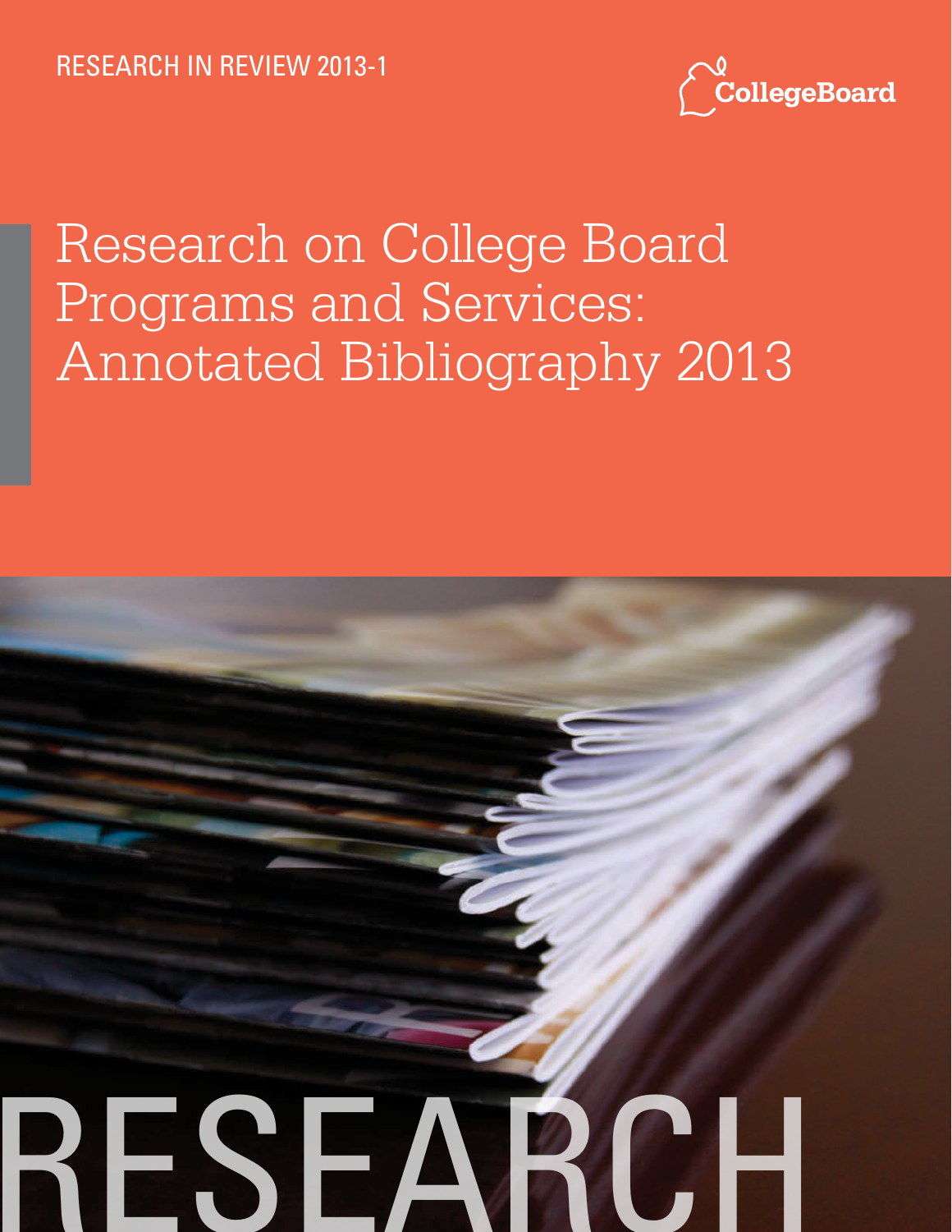RESEARCH IN REVIEW 2013-1

CollegeBoard

# Research on College Board Programs and Services: Annotated Bibliography 2013

RESEARCH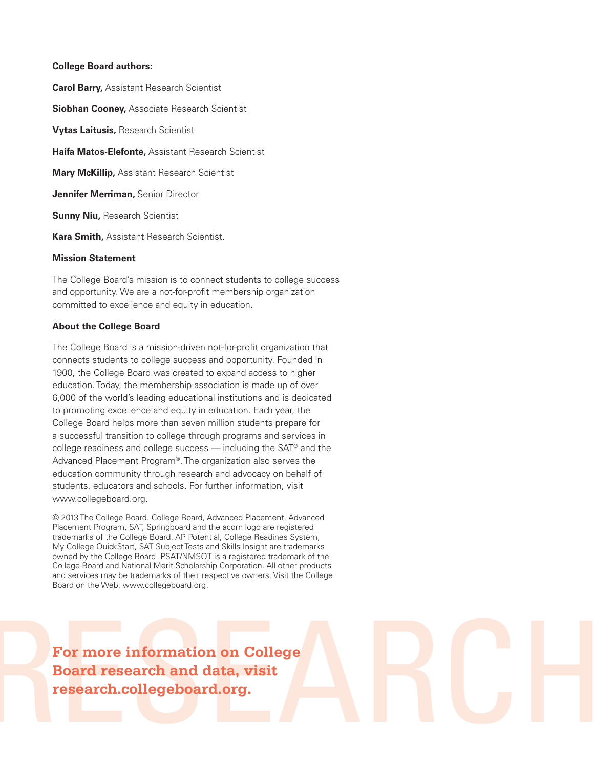**College Board authors:**

**Carol Barry,** Assistant Research Scientist

**Siobhan Cooney,** Associate Research Scientist

**Vytas Laitusis,** Research Scientist

**Haifa Matos-Elefonte,** Assistant Research Scientist

**Mary McKillip,** Assistant Research Scientist

**Jennifer Merriman,** Senior Director

**Sunny Niu,** Research Scientist

**Kara Smith,** Assistant Research Scientist.

**Mission Statement**

The College Board's mission is to connect students to college success and opportunity. We are a not-for-profit membership organization committed to excellence and equity in education.

**About the College Board**

The College Board is a mission-driven not-for-profit organization that connects students to college success and opportunity. Founded in 1900, the College Board was created to expand access to higher education. Today, the membership association is made up of over 6,000 of the world's leading educational institutions and is dedicated to promoting excellence and equity in education. Each year, the College Board helps more than seven million students prepare for a successful transition to college through programs and services in college readiness and college success — including the SAT® and the Advanced Placement Program®. The organization also serves the education community through research and advocacy on behalf of students, educators and schools. For further information, visit www.collegeboard.org.

© 2013 The College Board. College Board, Advanced Placement, Advanced Placement Program, SAT, Springboard and the acorn logo are registered trademarks of the College Board. AP Potential, College Readines System, My College QuickStart, SAT Subject Tests and Skills Insight are trademarks owned by the College Board. PSAT/NMSQT is a registered trademark of the College Board and National Merit Scholarship Corporation. All other products and services may be trademarks of their respective owners. Visit the College Board on the Web: www.collegeboard.org.

**For more information on College Board research and data, visit research.collegeboard.org.**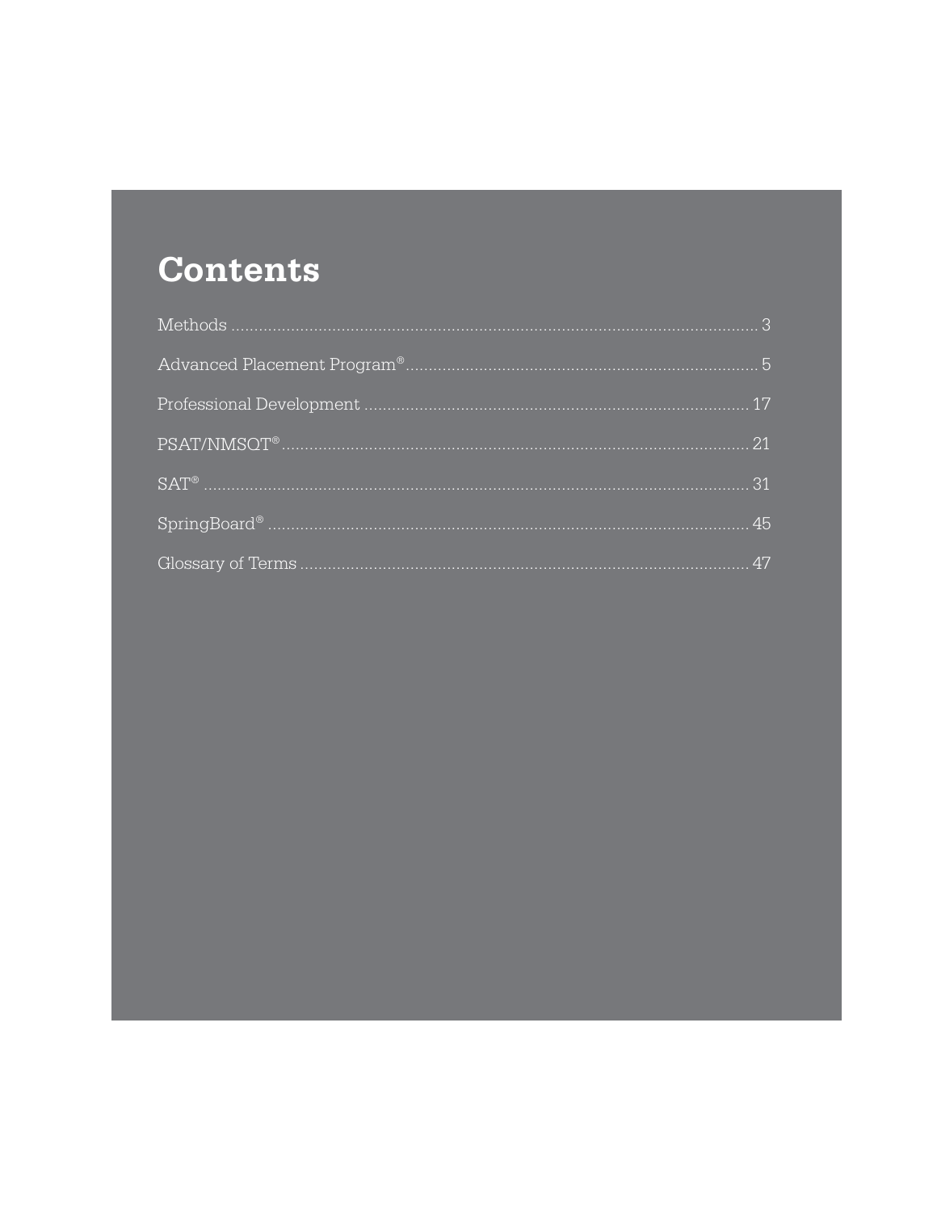# Contents

Methods ........................................................................................................ 3

Advanced Placement Program® .................................................................... 5

Professional Development ........................................................................... 17

PSAT/NMSQT® .............................................................................................. 21

SAT® .............................................................................................................. 31

SpringBoard® ................................................................................................ 45

Glossary of Terms ......................................................................................... 47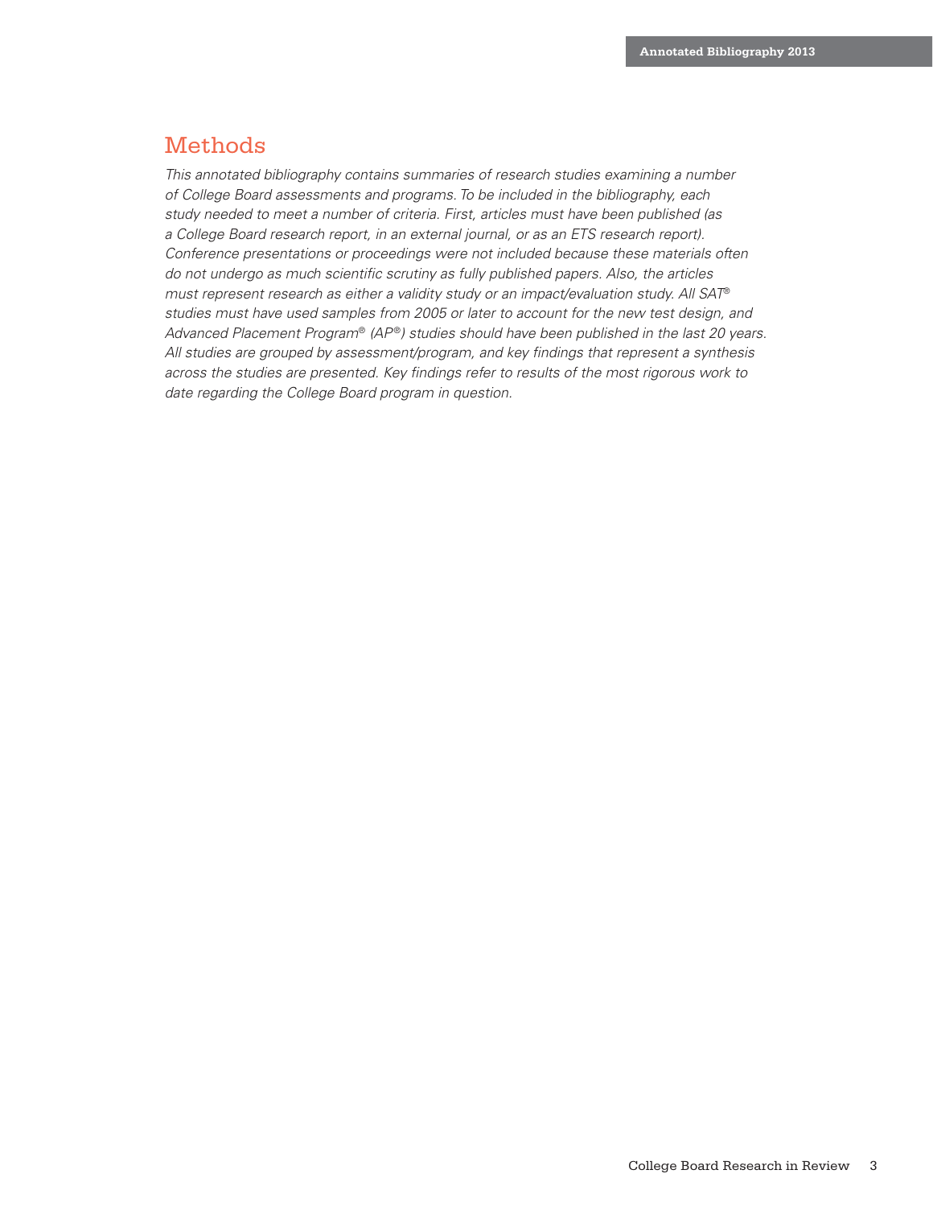## Methods

*This annotated bibliography contains summaries of research studies examining a number of College Board assessments and programs. To be included in the bibliography, each study needed to meet a number of criteria. First, articles must have been published (as a College Board research report, in an external journal, or as an ETS research report). Conference presentations or proceedings were not included because these materials often do not undergo as much scientific scrutiny as fully published papers. Also, the articles must represent research as either a validity study or an impact/evaluation study. All SAT® studies must have used samples from 2005 or later to account for the new test design, and Advanced Placement Program® (AP®) studies should have been published in the last 20 years. All studies are grouped by assessment/program, and key findings that represent a synthesis across the studies are presented. Key findings refer to results of the most rigorous work to date regarding the College Board program in question.*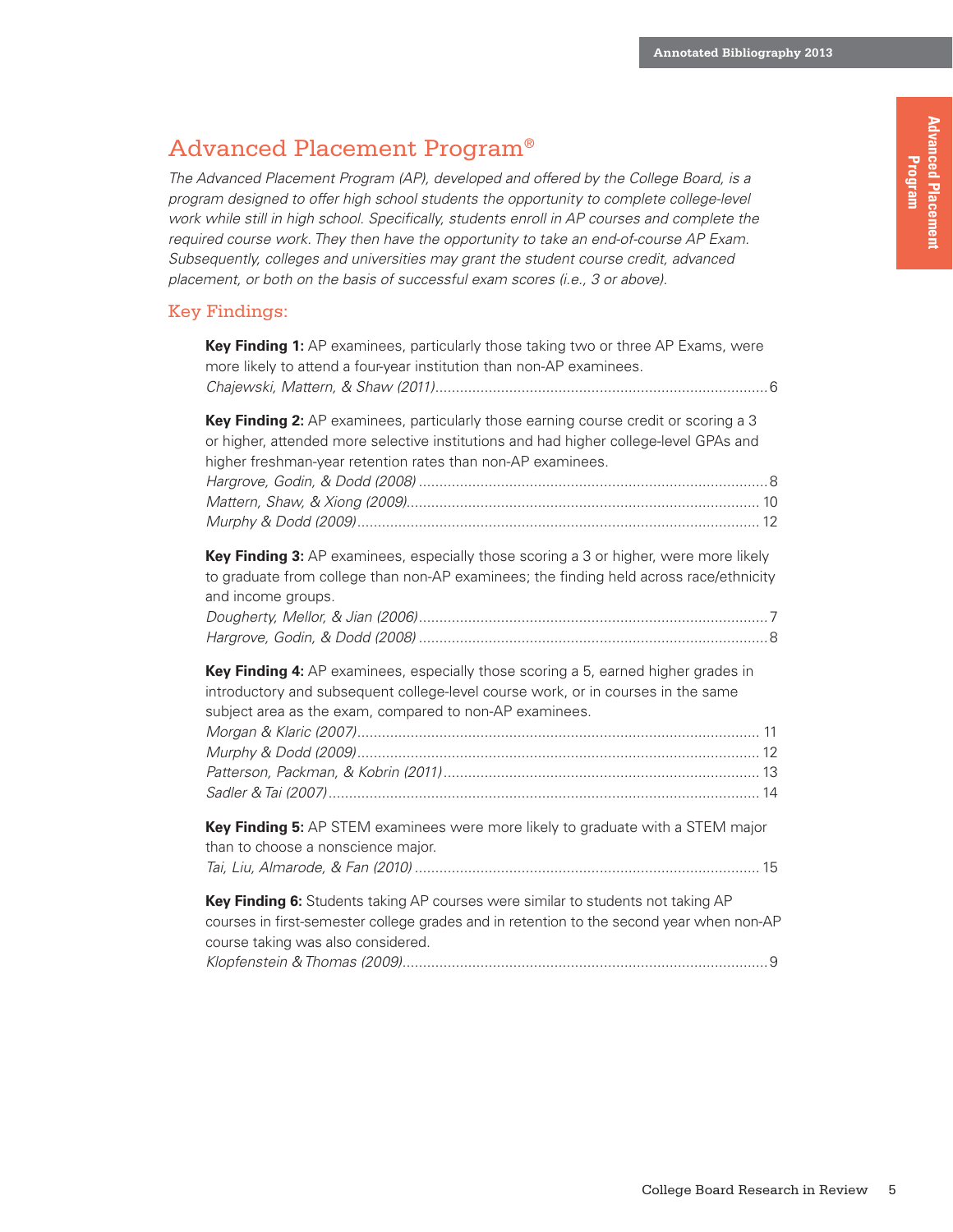# Advanced Placement Program®

*The Advanced Placement Program (AP), developed and offered by the College Board, is a program designed to offer high school students the opportunity to complete college-level work while still in high school. Specifically, students enroll in AP courses and complete the required course work. They then have the opportunity to take an end-of-course AP Exam. Subsequently, colleges and universities may grant the student course credit, advanced placement, or both on the basis of successful exam scores (i.e., 3 or above).*

## Key Findings:

**Key Finding 1:** AP examinees, particularly those taking two or three AP Exams, were more likely to attend a four-year institution than non-AP examinees.
*Chajewski, Mattern, & Shaw (2011)*........................................................................................ 6

**Key Finding 2:** AP examinees, particularly those earning course credit or scoring a 3 or higher, attended more selective institutions and had higher college-level GPAs and higher freshman-year retention rates than non-AP examinees.
*Hargrove, Godin, & Dodd (2008)*........................................................................................ 8
*Mattern, Shaw, & Xiong (2009)*........................................................................................ 10
*Murphy & Dodd (2009)*........................................................................................ 12

**Key Finding 3:** AP examinees, especially those scoring a 3 or higher, were more likely to graduate from college than non-AP examinees; the finding held across race/ethnicity and income groups.
*Dougherty, Mellor, & Jian (2006)*........................................................................................ 7
*Hargrove, Godin, & Dodd (2008)*........................................................................................ 8

**Key Finding 4:** AP examinees, especially those scoring a 5, earned higher grades in introductory and subsequent college-level course work, or in courses in the same subject area as the exam, compared to non-AP examinees.
*Morgan & Klaric (2007)*........................................................................................ 11
*Murphy & Dodd (2009)*........................................................................................ 12
*Patterson, Packman, & Kobrin (2011)*........................................................................................ 13
*Sadler & Tai (2007)*........................................................................................ 14

**Key Finding 5:** AP STEM examinees were more likely to graduate with a STEM major than to choose a nonscience major.
*Tai, Liu, Almarode, & Fan (2010)*........................................................................................ 15

**Key Finding 6:** Students taking AP courses were similar to students not taking AP courses in first-semester college grades and in retention to the second year when non-AP course taking was also considered.
*Klopfenstein & Thomas (2009)*........................................................................................ 9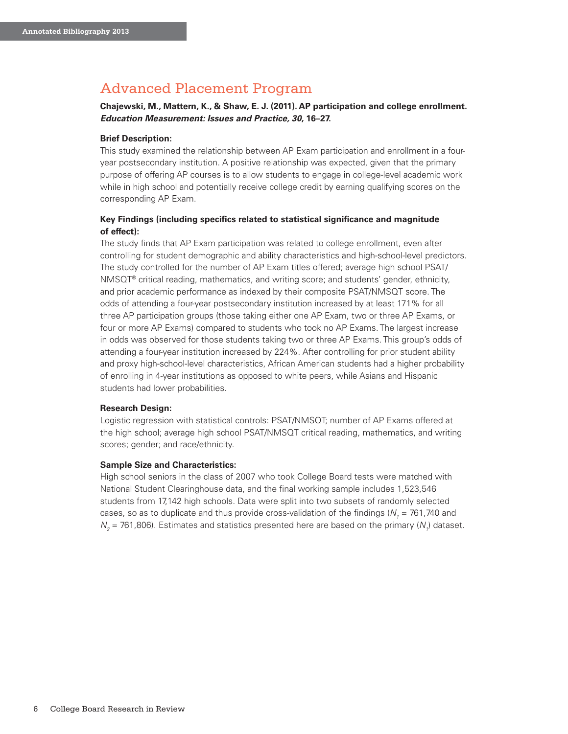## Advanced Placement Program

**Chajewski, M., Mattern, K., & Shaw, E. J. (2011). AP participation and college enrollment. *Education Measurement: Issues and Practice, 30*, 16–27.**

**Brief Description:**

This study examined the relationship between AP Exam participation and enrollment in a four-year postsecondary institution. A positive relationship was expected, given that the primary purpose of offering AP courses is to allow students to engage in college-level academic work while in high school and potentially receive college credit by earning qualifying scores on the corresponding AP Exam.

**Key Findings (including specifics related to statistical significance and magnitude of effect):**

The study finds that AP Exam participation was related to college enrollment, even after controlling for student demographic and ability characteristics and high-school-level predictors. The study controlled for the number of AP Exam titles offered; average high school PSAT/NMSQT® critical reading, mathematics, and writing score; and students' gender, ethnicity, and prior academic performance as indexed by their composite PSAT/NMSQT score. The odds of attending a four-year postsecondary institution increased by at least 171% for all three AP participation groups (those taking either one AP Exam, two or three AP Exams, or four or more AP Exams) compared to students who took no AP Exams. The largest increase in odds was observed for those students taking two or three AP Exams. This group's odds of attending a four-year institution increased by 224%. After controlling for prior student ability and proxy high-school-level characteristics, African American students had a higher probability of enrolling in 4-year institutions as opposed to white peers, while Asians and Hispanic students had lower probabilities.

**Research Design:**

Logistic regression with statistical controls: PSAT/NMSQT; number of AP Exams offered at the high school; average high school PSAT/NMSQT critical reading, mathematics, and writing scores; gender; and race/ethnicity.

**Sample Size and Characteristics:**

High school seniors in the class of 2007 who took College Board tests were matched with National Student Clearinghouse data, and the final working sample includes 1,523,546 students from 17,142 high schools. Data were split into two subsets of randomly selected cases, so as to duplicate and thus provide cross-validation of the findings ($N_1$ = 761,740 and $N_2$ = 761,806). Estimates and statistics presented here are based on the primary ($N_1$) dataset.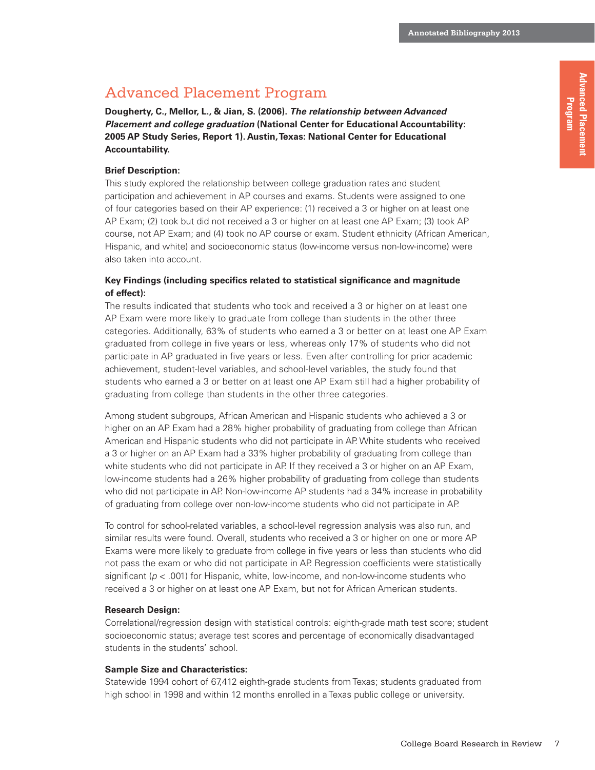# Advanced Placement Program

**Dougherty, C., Mellor, L., & Jian, S. (2006). *The relationship between Advanced Placement and college graduation* (National Center for Educational Accountability: 2005 AP Study Series, Report 1). Austin, Texas: National Center for Educational Accountability.**

**Brief Description:**

This study explored the relationship between college graduation rates and student participation and achievement in AP courses and exams. Students were assigned to one of four categories based on their AP experience: (1) received a 3 or higher on at least one AP Exam; (2) took but did not received a 3 or higher on at least one AP Exam; (3) took AP course, not AP Exam; and (4) took no AP course or exam. Student ethnicity (African American, Hispanic, and white) and socioeconomic status (low-income versus non-low-income) were also taken into account.

**Key Findings (including specifics related to statistical significance and magnitude of effect):**

The results indicated that students who took and received a 3 or higher on at least one AP Exam were more likely to graduate from college than students in the other three categories. Additionally, 63% of students who earned a 3 or better on at least one AP Exam graduated from college in five years or less, whereas only 17% of students who did not participate in AP graduated in five years or less. Even after controlling for prior academic achievement, student-level variables, and school-level variables, the study found that students who earned a 3 or better on at least one AP Exam still had a higher probability of graduating from college than students in the other three categories.

Among student subgroups, African American and Hispanic students who achieved a 3 or higher on an AP Exam had a 28% higher probability of graduating from college than African American and Hispanic students who did not participate in AP. White students who received a 3 or higher on an AP Exam had a 33% higher probability of graduating from college than white students who did not participate in AP. If they received a 3 or higher on an AP Exam, low-income students had a 26% higher probability of graduating from college than students who did not participate in AP. Non-low-income AP students had a 34% increase in probability of graduating from college over non-low-income students who did not participate in AP.

To control for school-related variables, a school-level regression analysis was also run, and similar results were found. Overall, students who received a 3 or higher on one or more AP Exams were more likely to graduate from college in five years or less than students who did not pass the exam or who did not participate in AP. Regression coefficients were statistically significant ($p < .001$) for Hispanic, white, low-income, and non-low-income students who received a 3 or higher on at least one AP Exam, but not for African American students.

**Research Design:**

Correlational/regression design with statistical controls: eighth-grade math test score; student socioeconomic status; average test scores and percentage of economically disadvantaged students in the students' school.

**Sample Size and Characteristics:**

Statewide 1994 cohort of 67,412 eighth-grade students from Texas; students graduated from high school in 1998 and within 12 months enrolled in a Texas public college or university.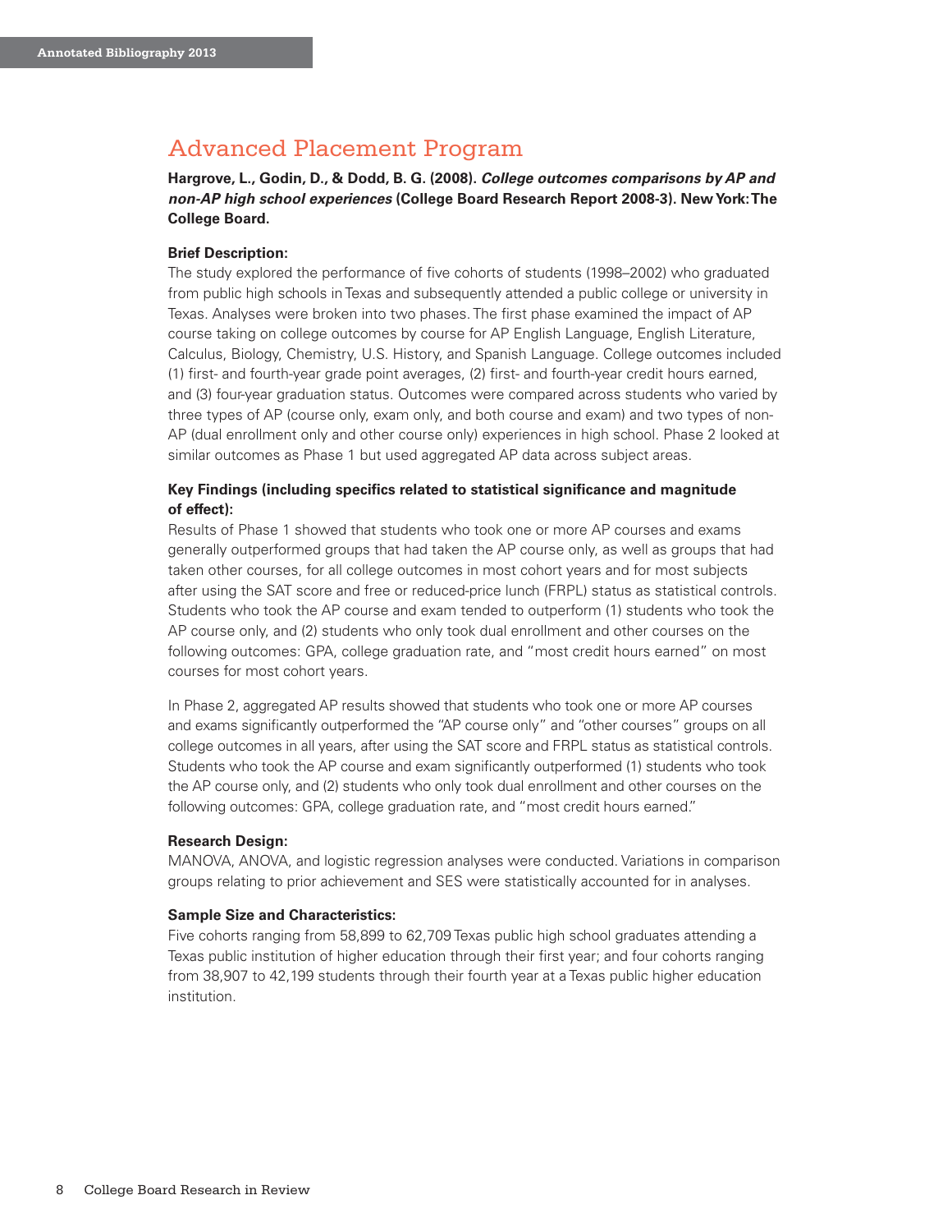## Advanced Placement Program

**Hargrove, L., Godin, D., & Dodd, B. G. (2008). *College outcomes comparisons by AP and non-AP high school experiences* (College Board Research Report 2008-3). New York: The College Board.**

**Brief Description:**
The study explored the performance of five cohorts of students (1998–2002) who graduated from public high schools in Texas and subsequently attended a public college or university in Texas. Analyses were broken into two phases. The first phase examined the impact of AP course taking on college outcomes by course for AP English Language, English Literature, Calculus, Biology, Chemistry, U.S. History, and Spanish Language. College outcomes included (1) first- and fourth-year grade point averages, (2) first- and fourth-year credit hours earned, and (3) four-year graduation status. Outcomes were compared across students who varied by three types of AP (course only, exam only, and both course and exam) and two types of non-AP (dual enrollment only and other course only) experiences in high school. Phase 2 looked at similar outcomes as Phase 1 but used aggregated AP data across subject areas.

**Key Findings (including specifics related to statistical significance and magnitude of effect):**
Results of Phase 1 showed that students who took one or more AP courses and exams generally outperformed groups that had taken the AP course only, as well as groups that had taken other courses, for all college outcomes in most cohort years and for most subjects after using the SAT score and free or reduced-price lunch (FRPL) status as statistical controls. Students who took the AP course and exam tended to outperform (1) students who took the AP course only, and (2) students who only took dual enrollment and other courses on the following outcomes: GPA, college graduation rate, and "most credit hours earned" on most courses for most cohort years.

In Phase 2, aggregated AP results showed that students who took one or more AP courses and exams significantly outperformed the "AP course only" and "other courses" groups on all college outcomes in all years, after using the SAT score and FRPL status as statistical controls. Students who took the AP course and exam significantly outperformed (1) students who took the AP course only, and (2) students who only took dual enrollment and other courses on the following outcomes: GPA, college graduation rate, and "most credit hours earned."

**Research Design:**
MANOVA, ANOVA, and logistic regression analyses were conducted. Variations in comparison groups relating to prior achievement and SES were statistically accounted for in analyses.

**Sample Size and Characteristics:**
Five cohorts ranging from 58,899 to 62,709 Texas public high school graduates attending a Texas public institution of higher education through their first year; and four cohorts ranging from 38,907 to 42,199 students through their fourth year at a Texas public higher education institution.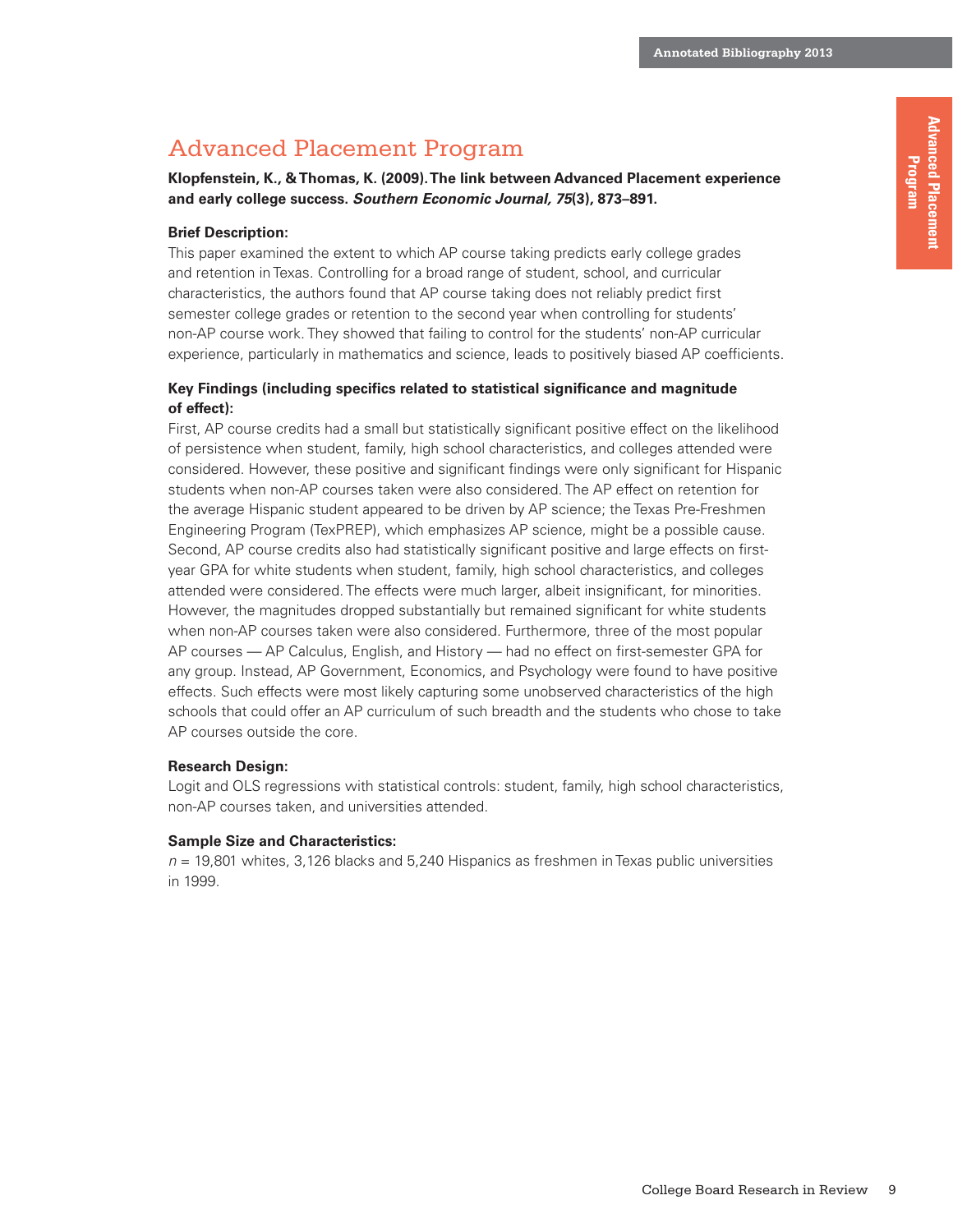## Advanced Placement Program

**Klopfenstein, K., & Thomas, K. (2009). The link between Advanced Placement experience and early college success. *Southern Economic Journal, 75*(3), 873–891.**

**Brief Description:**

This paper examined the extent to which AP course taking predicts early college grades and retention in Texas. Controlling for a broad range of student, school, and curricular characteristics, the authors found that AP course taking does not reliably predict first semester college grades or retention to the second year when controlling for students' non-AP course work. They showed that failing to control for the students' non-AP curricular experience, particularly in mathematics and science, leads to positively biased AP coefficients.

**Key Findings (including specifics related to statistical significance and magnitude of effect):**

First, AP course credits had a small but statistically significant positive effect on the likelihood of persistence when student, family, high school characteristics, and colleges attended were considered. However, these positive and significant findings were only significant for Hispanic students when non-AP courses taken were also considered. The AP effect on retention for the average Hispanic student appeared to be driven by AP science; the Texas Pre-Freshmen Engineering Program (TexPREP), which emphasizes AP science, might be a possible cause. Second, AP course credits also had statistically significant positive and large effects on first-year GPA for white students when student, family, high school characteristics, and colleges attended were considered. The effects were much larger, albeit insignificant, for minorities. However, the magnitudes dropped substantially but remained significant for white students when non-AP courses taken were also considered. Furthermore, three of the most popular AP courses — AP Calculus, English, and History — had no effect on first-semester GPA for any group. Instead, AP Government, Economics, and Psychology were found to have positive effects. Such effects were most likely capturing some unobserved characteristics of the high schools that could offer an AP curriculum of such breadth and the students who chose to take AP courses outside the core.

**Research Design:**

Logit and OLS regressions with statistical controls: student, family, high school characteristics, non-AP courses taken, and universities attended.

**Sample Size and Characteristics:**

*n* = 19,801 whites, 3,126 blacks and 5,240 Hispanics as freshmen in Texas public universities in 1999.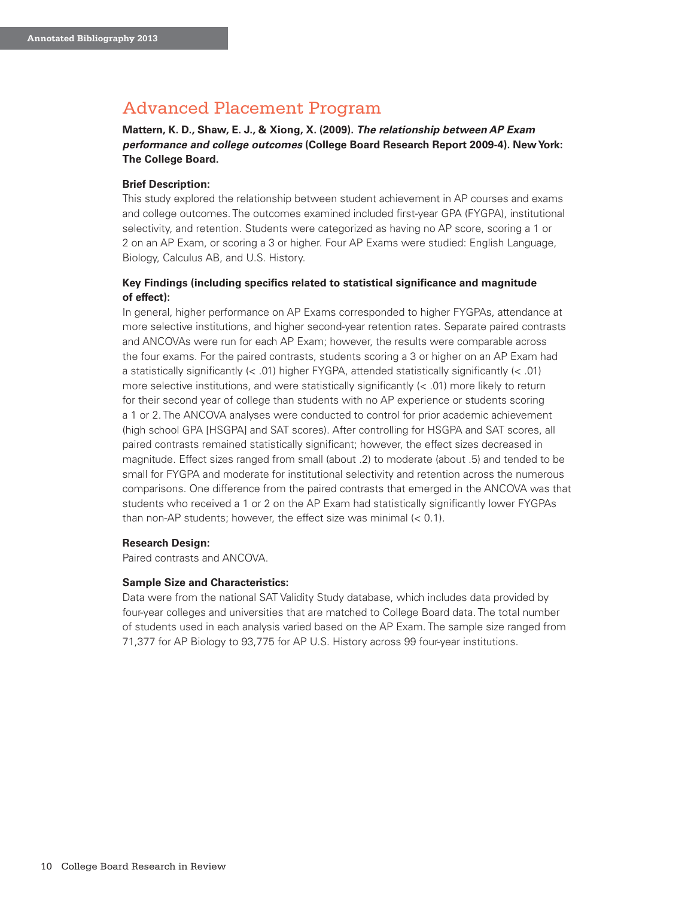## Advanced Placement Program

**Mattern, K. D., Shaw, E. J., & Xiong, X. (2009).** ***The relationship between AP Exam performance and college outcomes*** **(College Board Research Report 2009-4). New York: The College Board.**

**Brief Description:**
This study explored the relationship between student achievement in AP courses and exams and college outcomes. The outcomes examined included first-year GPA (FYGPA), institutional selectivity, and retention. Students were categorized as having no AP score, scoring a 1 or 2 on an AP Exam, or scoring a 3 or higher. Four AP Exams were studied: English Language, Biology, Calculus AB, and U.S. History.

**Key Findings (including specifics related to statistical significance and magnitude of effect):**
In general, higher performance on AP Exams corresponded to higher FYGPAs, attendance at more selective institutions, and higher second-year retention rates. Separate paired contrasts and ANCOVAs were run for each AP Exam; however, the results were comparable across the four exams. For the paired contrasts, students scoring a 3 or higher on an AP Exam had a statistically significantly (< .01) higher FYGPA, attended statistically significantly (< .01) more selective institutions, and were statistically significantly (< .01) more likely to return for their second year of college than students with no AP experience or students scoring a 1 or 2. The ANCOVA analyses were conducted to control for prior academic achievement (high school GPA [HSGPA] and SAT scores). After controlling for HSGPA and SAT scores, all paired contrasts remained statistically significant; however, the effect sizes decreased in magnitude. Effect sizes ranged from small (about .2) to moderate (about .5) and tended to be small for FYGPA and moderate for institutional selectivity and retention across the numerous comparisons. One difference from the paired contrasts that emerged in the ANCOVA was that students who received a 1 or 2 on the AP Exam had statistically significantly lower FYGPAs than non-AP students; however, the effect size was minimal (< 0.1).

**Research Design:**
Paired contrasts and ANCOVA.

**Sample Size and Characteristics:**
Data were from the national SAT Validity Study database, which includes data provided by four-year colleges and universities that are matched to College Board data. The total number of students used in each analysis varied based on the AP Exam. The sample size ranged from 71,377 for AP Biology to 93,775 for AP U.S. History across 99 four-year institutions.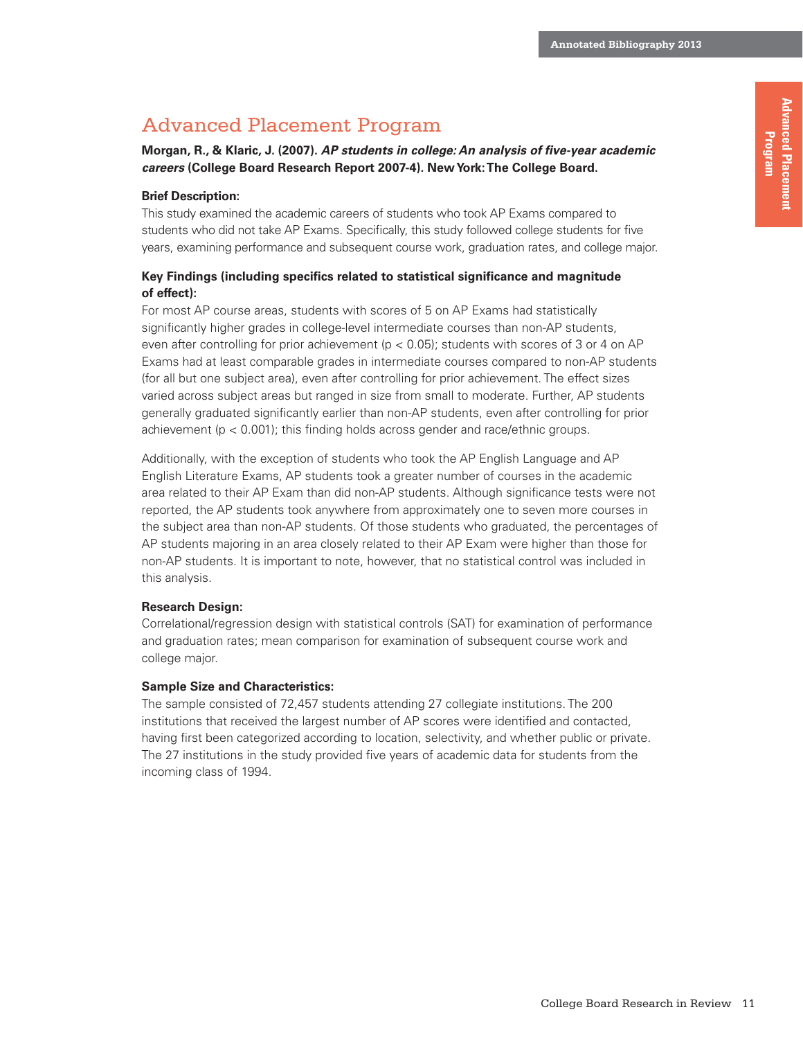# Advanced Placement Program

**Morgan, R., & Klaric, J. (2007).** ***AP students in college: An analysis of five-year academic careers*** **(College Board Research Report 2007-4). New York: The College Board.**

**Brief Description:**

This study examined the academic careers of students who took AP Exams compared to students who did not take AP Exams. Specifically, this study followed college students for five years, examining performance and subsequent course work, graduation rates, and college major.

**Key Findings (including specifics related to statistical significance and magnitude of effect):**

For most AP course areas, students with scores of 5 on AP Exams had statistically significantly higher grades in college-level intermediate courses than non-AP students, even after controlling for prior achievement ($p < 0.05$); students with scores of 3 or 4 on AP Exams had at least comparable grades in intermediate courses compared to non-AP students (for all but one subject area), even after controlling for prior achievement. The effect sizes varied across subject areas but ranged in size from small to moderate. Further, AP students generally graduated significantly earlier than non-AP students, even after controlling for prior achievement ($p < 0.001$); this finding holds across gender and race/ethnic groups.

Additionally, with the exception of students who took the AP English Language and AP English Literature Exams, AP students took a greater number of courses in the academic area related to their AP Exam than did non-AP students. Although significance tests were not reported, the AP students took anywhere from approximately one to seven more courses in the subject area than non-AP students. Of those students who graduated, the percentages of AP students majoring in an area closely related to their AP Exam were higher than those for non-AP students. It is important to note, however, that no statistical control was included in this analysis.

**Research Design:**

Correlational/regression design with statistical controls (SAT) for examination of performance and graduation rates; mean comparison for examination of subsequent course work and college major.

**Sample Size and Characteristics:**

The sample consisted of 72,457 students attending 27 collegiate institutions. The 200 institutions that received the largest number of AP scores were identified and contacted, having first been categorized according to location, selectivity, and whether public or private. The 27 institutions in the study provided five years of academic data for students from the incoming class of 1994.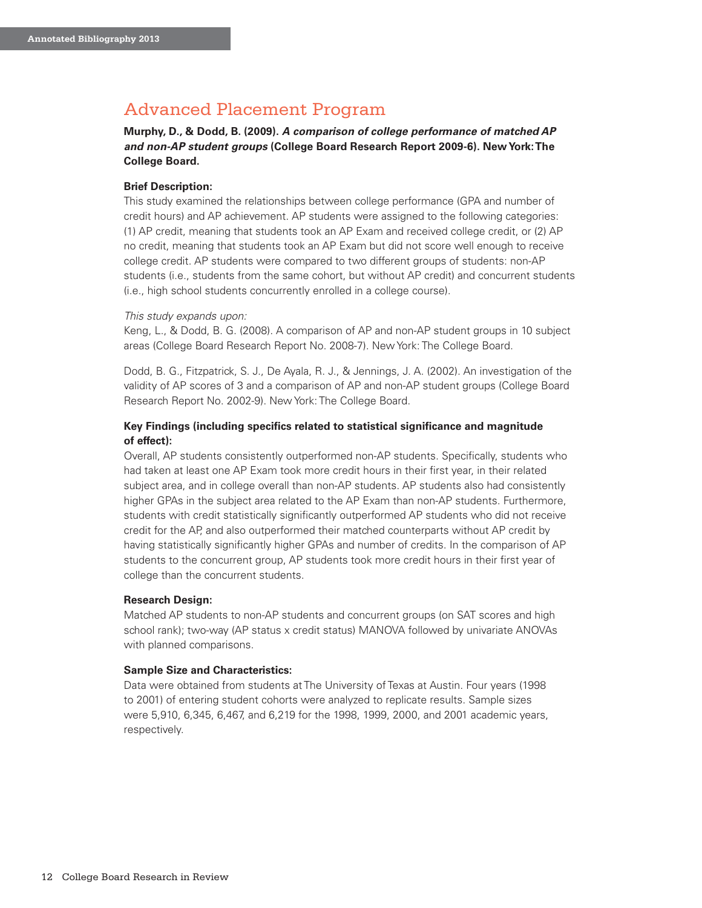## Advanced Placement Program

**Murphy, D., & Dodd, B. (2009). *A comparison of college performance of matched AP and non-AP student groups* (College Board Research Report 2009-6). New York: The College Board.**

**Brief Description:**

This study examined the relationships between college performance (GPA and number of credit hours) and AP achievement. AP students were assigned to the following categories: (1) AP credit, meaning that students took an AP Exam and received college credit, or (2) AP no credit, meaning that students took an AP Exam but did not score well enough to receive college credit. AP students were compared to two different groups of students: non-AP students (i.e., students from the same cohort, but without AP credit) and concurrent students (i.e., high school students concurrently enrolled in a college course).

*This study expands upon:*

Keng, L., & Dodd, B. G. (2008). A comparison of AP and non-AP student groups in 10 subject areas (College Board Research Report No. 2008-7). New York: The College Board.

Dodd, B. G., Fitzpatrick, S. J., De Ayala, R. J., & Jennings, J. A. (2002). An investigation of the validity of AP scores of 3 and a comparison of AP and non-AP student groups (College Board Research Report No. 2002-9). New York: The College Board.

**Key Findings (including specifics related to statistical significance and magnitude of effect):**

Overall, AP students consistently outperformed non-AP students. Specifically, students who had taken at least one AP Exam took more credit hours in their first year, in their related subject area, and in college overall than non-AP students. AP students also had consistently higher GPAs in the subject area related to the AP Exam than non-AP students. Furthermore, students with credit statistically significantly outperformed AP students who did not receive credit for the AP, and also outperformed their matched counterparts without AP credit by having statistically significantly higher GPAs and number of credits. In the comparison of AP students to the concurrent group, AP students took more credit hours in their first year of college than the concurrent students.

**Research Design:**

Matched AP students to non-AP students and concurrent groups (on SAT scores and high school rank); two-way (AP status x credit status) MANOVA followed by univariate ANOVAs with planned comparisons.

**Sample Size and Characteristics:**

Data were obtained from students at The University of Texas at Austin. Four years (1998 to 2001) of entering student cohorts were analyzed to replicate results. Sample sizes were 5,910, 6,345, 6,467, and 6,219 for the 1998, 1999, 2000, and 2001 academic years, respectively.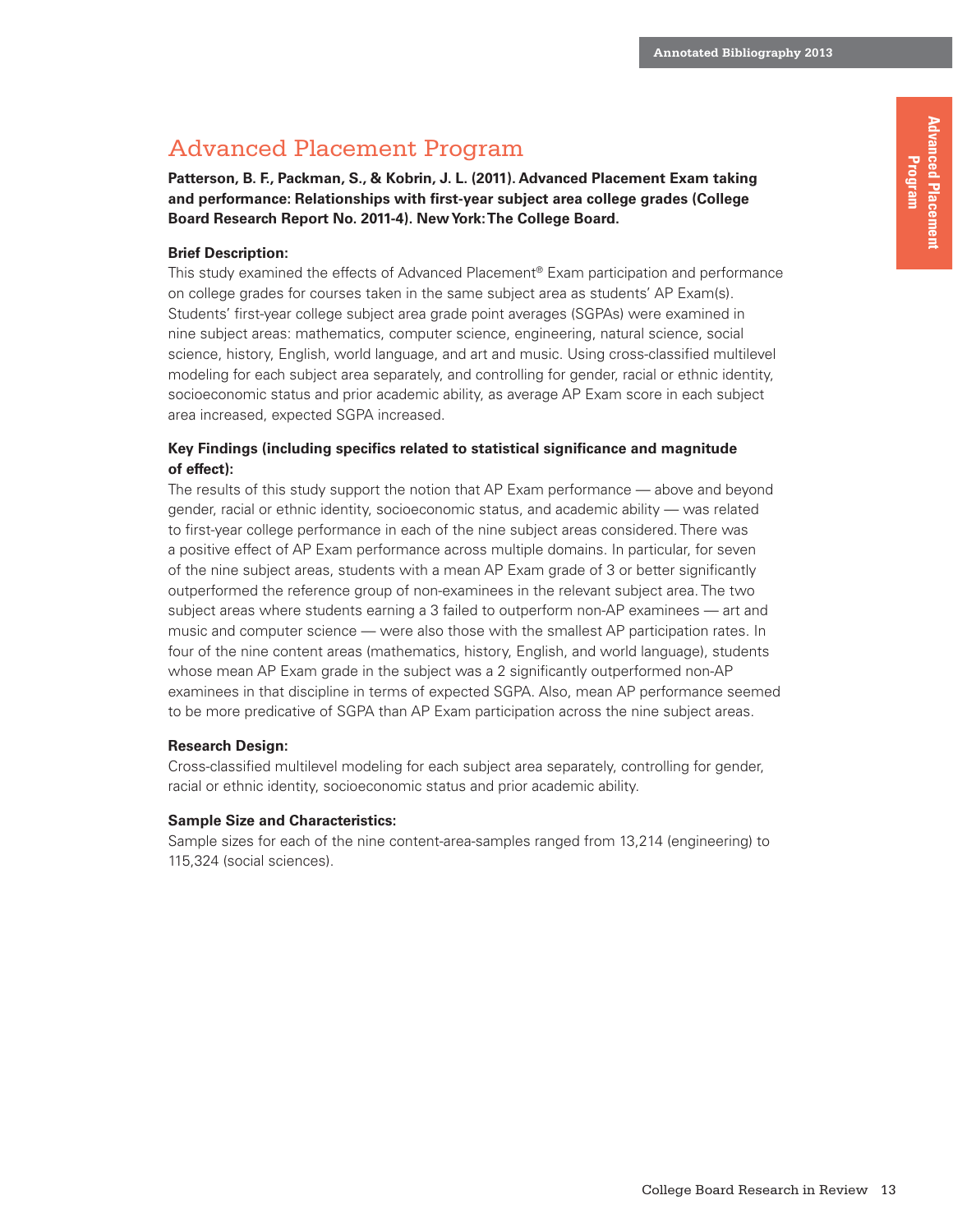# Advanced Placement Program

**Patterson, B. F., Packman, S., & Kobrin, J. L. (2011). Advanced Placement Exam taking and performance: Relationships with first-year subject area college grades (College Board Research Report No. 2011-4). New York: The College Board.**

**Brief Description:**

This study examined the effects of Advanced Placement® Exam participation and performance on college grades for courses taken in the same subject area as students' AP Exam(s). Students' first-year college subject area grade point averages (SGPAs) were examined in nine subject areas: mathematics, computer science, engineering, natural science, social science, history, English, world language, and art and music. Using cross-classified multilevel modeling for each subject area separately, and controlling for gender, racial or ethnic identity, socioeconomic status and prior academic ability, as average AP Exam score in each subject area increased, expected SGPA increased.

**Key Findings (including specifics related to statistical significance and magnitude of effect):**

The results of this study support the notion that AP Exam performance — above and beyond gender, racial or ethnic identity, socioeconomic status, and academic ability — was related to first-year college performance in each of the nine subject areas considered. There was a positive effect of AP Exam performance across multiple domains. In particular, for seven of the nine subject areas, students with a mean AP Exam grade of 3 or better significantly outperformed the reference group of non-examinees in the relevant subject area. The two subject areas where students earning a 3 failed to outperform non-AP examinees — art and music and computer science — were also those with the smallest AP participation rates. In four of the nine content areas (mathematics, history, English, and world language), students whose mean AP Exam grade in the subject was a 2 significantly outperformed non-AP examinees in that discipline in terms of expected SGPA. Also, mean AP performance seemed to be more predicative of SGPA than AP Exam participation across the nine subject areas.

**Research Design:**

Cross-classified multilevel modeling for each subject area separately, controlling for gender, racial or ethnic identity, socioeconomic status and prior academic ability.

**Sample Size and Characteristics:**

Sample sizes for each of the nine content-area-samples ranged from 13,214 (engineering) to 115,324 (social sciences).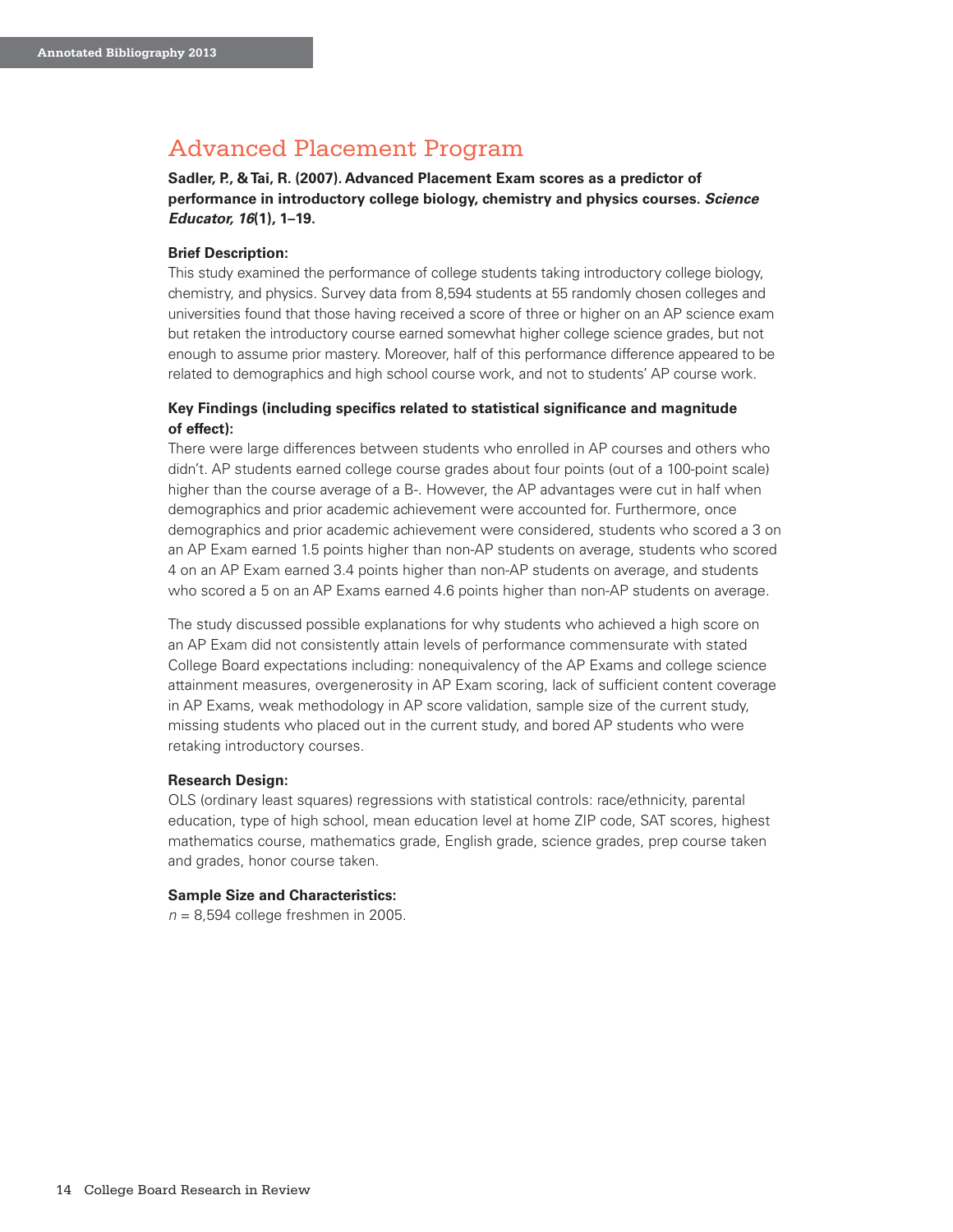## Advanced Placement Program

**Sadler, P., & Tai, R. (2007). Advanced Placement Exam scores as a predictor of performance in introductory college biology, chemistry and physics courses. *Science Educator, 16*(1), 1–19.**

**Brief Description:**
This study examined the performance of college students taking introductory college biology, chemistry, and physics. Survey data from 8,594 students at 55 randomly chosen colleges and universities found that those having received a score of three or higher on an AP science exam but retaken the introductory course earned somewhat higher college science grades, but not enough to assume prior mastery. Moreover, half of this performance difference appeared to be related to demographics and high school course work, and not to students' AP course work.

**Key Findings (including specifics related to statistical significance and magnitude of effect):**
There were large differences between students who enrolled in AP courses and others who didn't. AP students earned college course grades about four points (out of a 100-point scale) higher than the course average of a B-. However, the AP advantages were cut in half when demographics and prior academic achievement were accounted for. Furthermore, once demographics and prior academic achievement were considered, students who scored a 3 on an AP Exam earned 1.5 points higher than non-AP students on average, students who scored 4 on an AP Exam earned 3.4 points higher than non-AP students on average, and students who scored a 5 on an AP Exams earned 4.6 points higher than non-AP students on average.

The study discussed possible explanations for why students who achieved a high score on an AP Exam did not consistently attain levels of performance commensurate with stated College Board expectations including: nonequivalency of the AP Exams and college science attainment measures, overgenerosity in AP Exam scoring, lack of sufficient content coverage in AP Exams, weak methodology in AP score validation, sample size of the current study, missing students who placed out in the current study, and bored AP students who were retaking introductory courses.

**Research Design:**
OLS (ordinary least squares) regressions with statistical controls: race/ethnicity, parental education, type of high school, mean education level at home ZIP code, SAT scores, highest mathematics course, mathematics grade, English grade, science grades, prep course taken and grades, honor course taken.

**Sample Size and Characteristics:**
*n* = 8,594 college freshmen in 2005.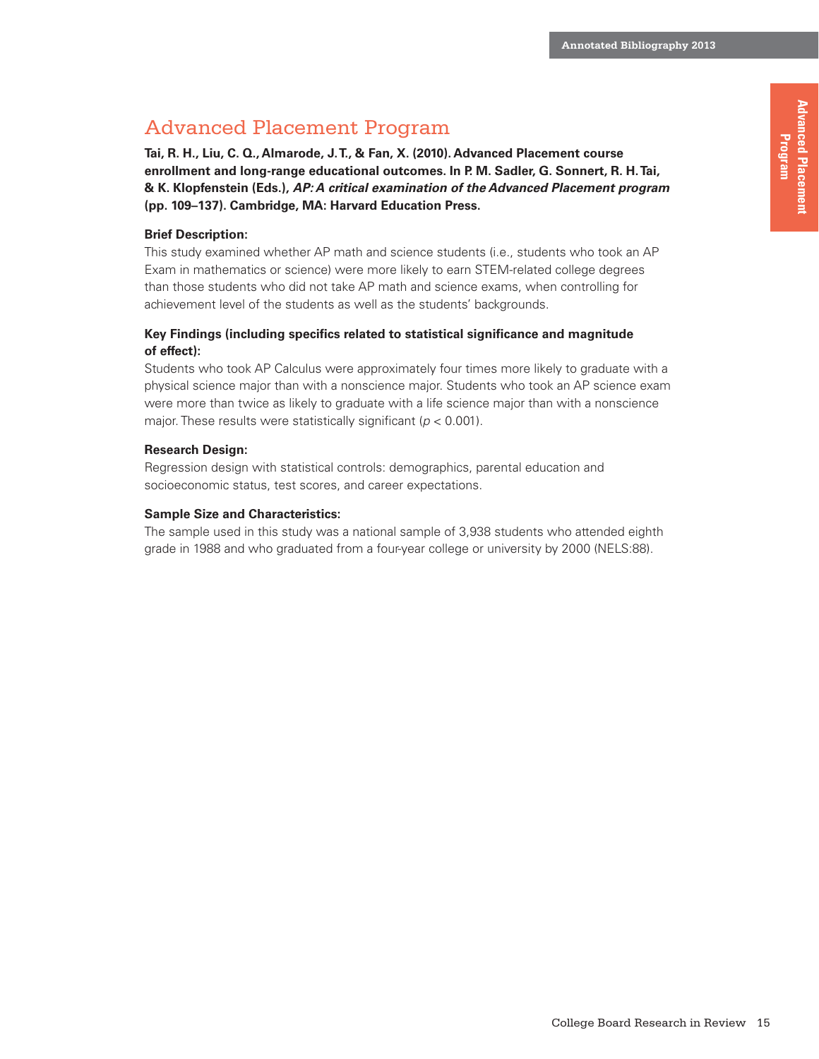## Advanced Placement Program

**Tai, R. H., Liu, C. Q., Almarode, J. T., & Fan, X. (2010). Advanced Placement course enrollment and long-range educational outcomes. In P. M. Sadler, G. Sonnert, R. H. Tai, & K. Klopfenstein (Eds.), *AP: A critical examination of the Advanced Placement program* (pp. 109–137). Cambridge, MA: Harvard Education Press.**

**Brief Description:**

This study examined whether AP math and science students (i.e., students who took an AP Exam in mathematics or science) were more likely to earn STEM-related college degrees than those students who did not take AP math and science exams, when controlling for achievement level of the students as well as the students' backgrounds.

**Key Findings (including specifics related to statistical significance and magnitude of effect):**

Students who took AP Calculus were approximately four times more likely to graduate with a physical science major than with a nonscience major. Students who took an AP science exam were more than twice as likely to graduate with a life science major than with a nonscience major. These results were statistically significant ($p < 0.001$).

**Research Design:**

Regression design with statistical controls: demographics, parental education and socioeconomic status, test scores, and career expectations.

**Sample Size and Characteristics:**

The sample used in this study was a national sample of 3,938 students who attended eighth grade in 1988 and who graduated from a four-year college or university by 2000 (NELS:88).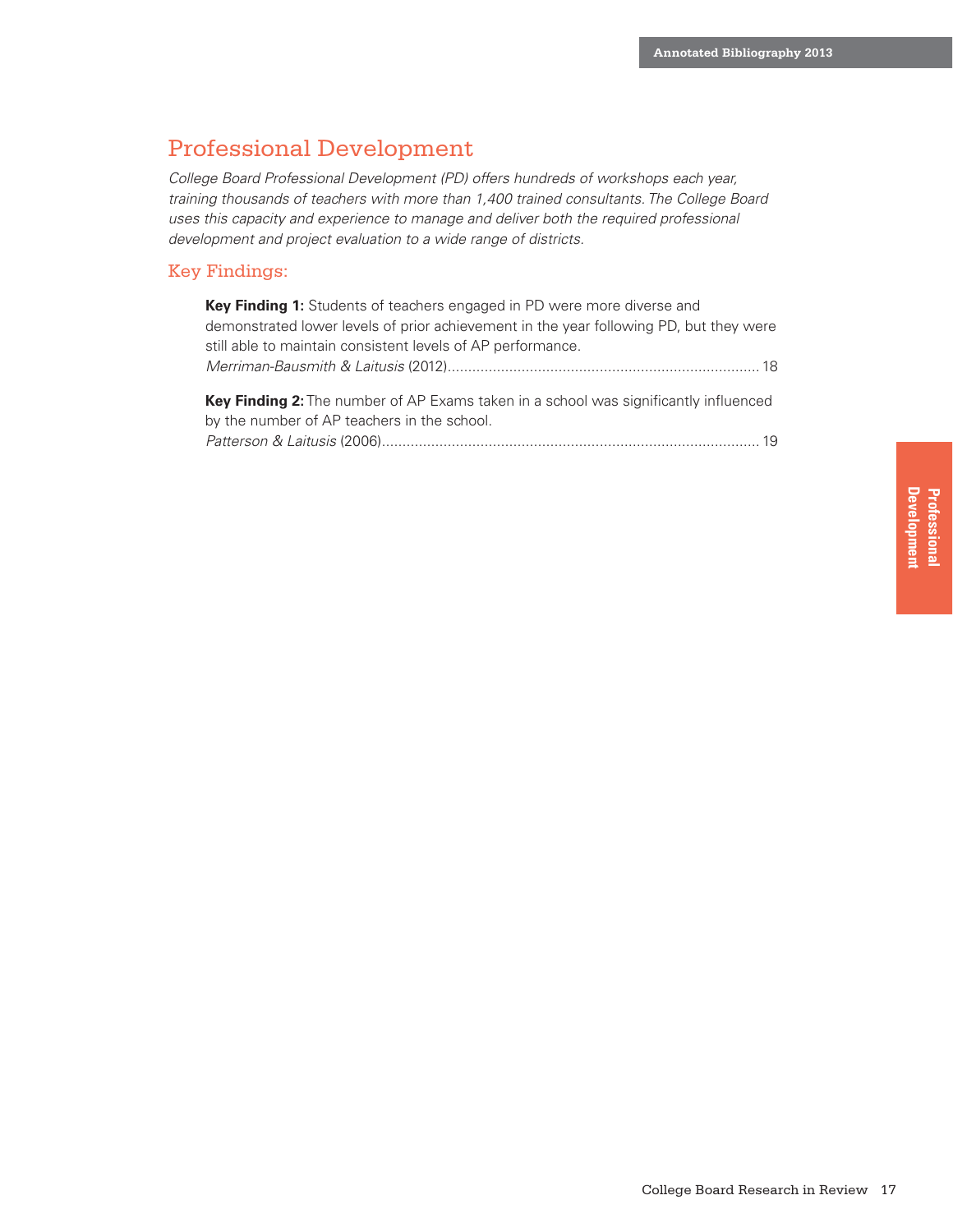# Professional Development

*College Board Professional Development (PD) offers hundreds of workshops each year, training thousands of teachers with more than 1,400 trained consultants. The College Board uses this capacity and experience to manage and deliver both the required professional development and project evaluation to a wide range of districts.*

## Key Findings:

**Key Finding 1:** Students of teachers engaged in PD were more diverse and demonstrated lower levels of prior achievement in the year following PD, but they were still able to maintain consistent levels of AP performance.
*Merriman-Bausmith & Laitusis* (2012)........................................................................... 18

**Key Finding 2:** The number of AP Exams taken in a school was significantly influenced by the number of AP teachers in the school.
*Patterson & Laitusis* (2006)........................................................................................... 19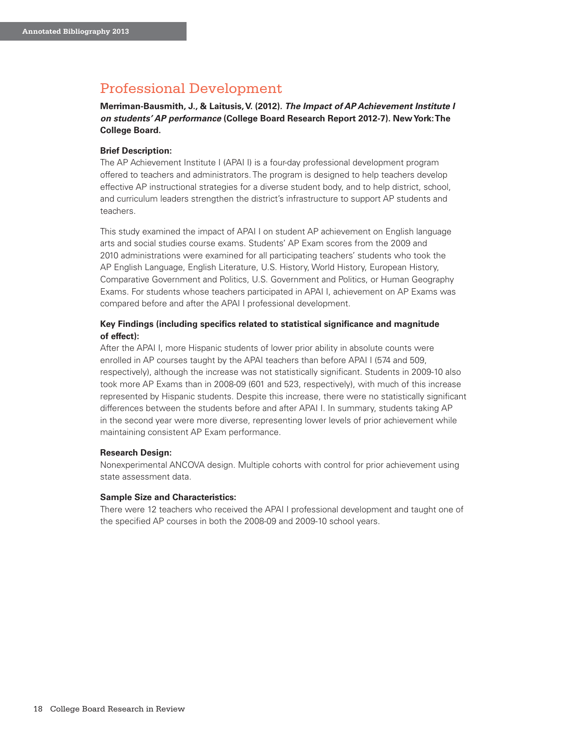## Professional Development

**Merriman-Bausmith, J., & Laitusis, V. (2012). *The Impact of AP Achievement Institute I on students' AP performance* (College Board Research Report 2012-7). New York: The College Board.**

**Brief Description:**

The AP Achievement Institute I (APAI I) is a four-day professional development program offered to teachers and administrators. The program is designed to help teachers develop effective AP instructional strategies for a diverse student body, and to help district, school, and curriculum leaders strengthen the district's infrastructure to support AP students and teachers.

This study examined the impact of APAI I on student AP achievement on English language arts and social studies course exams. Students' AP Exam scores from the 2009 and 2010 administrations were examined for all participating teachers' students who took the AP English Language, English Literature, U.S. History, World History, European History, Comparative Government and Politics, U.S. Government and Politics, or Human Geography Exams. For students whose teachers participated in APAI I, achievement on AP Exams was compared before and after the APAI I professional development.

**Key Findings (including specifics related to statistical significance and magnitude of effect):**

After the APAI I, more Hispanic students of lower prior ability in absolute counts were enrolled in AP courses taught by the APAI teachers than before APAI I (574 and 509, respectively), although the increase was not statistically significant. Students in 2009-10 also took more AP Exams than in 2008-09 (601 and 523, respectively), with much of this increase represented by Hispanic students. Despite this increase, there were no statistically significant differences between the students before and after APAI I. In summary, students taking AP in the second year were more diverse, representing lower levels of prior achievement while maintaining consistent AP Exam performance.

**Research Design:**

Nonexperimental ANCOVA design. Multiple cohorts with control for prior achievement using state assessment data.

**Sample Size and Characteristics:**

There were 12 teachers who received the APAI I professional development and taught one of the specified AP courses in both the 2008-09 and 2009-10 school years.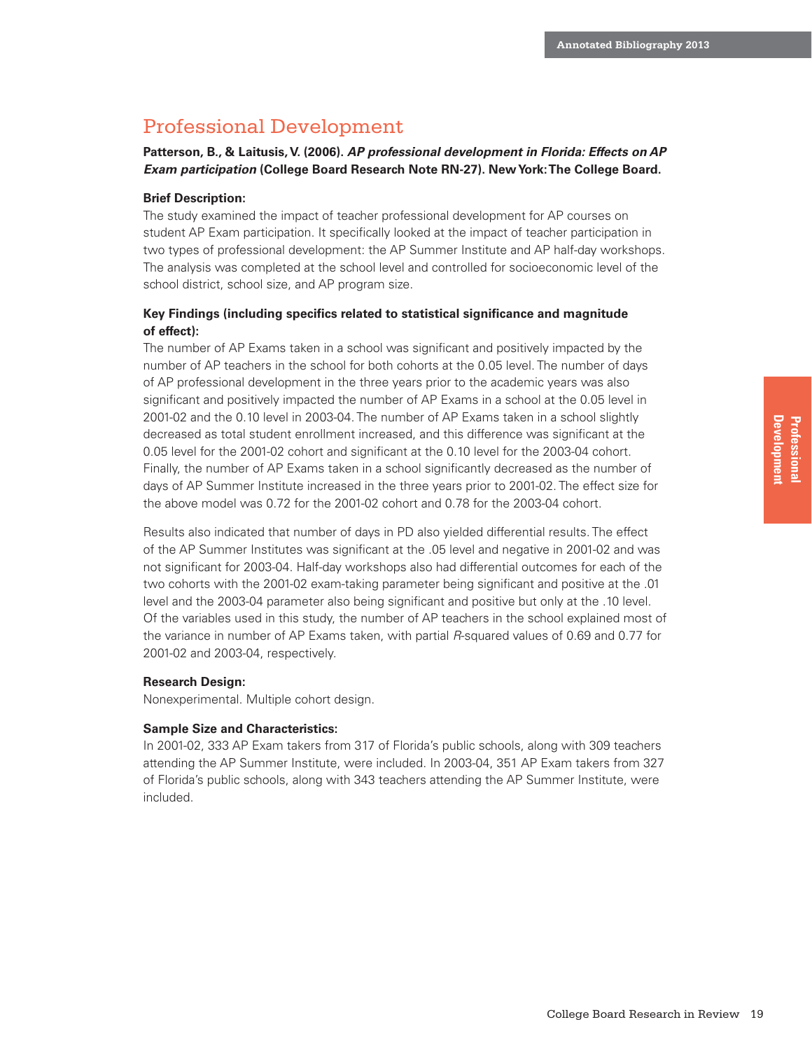# Professional Development

**Patterson, B., & Laitusis, V. (2006). *AP professional development in Florida: Effects on AP Exam participation* (College Board Research Note RN-27). New York: The College Board.**

**Brief Description:**

The study examined the impact of teacher professional development for AP courses on student AP Exam participation. It specifically looked at the impact of teacher participation in two types of professional development: the AP Summer Institute and AP half-day workshops. The analysis was completed at the school level and controlled for socioeconomic level of the school district, school size, and AP program size.

**Key Findings (including specifics related to statistical significance and magnitude of effect):**

The number of AP Exams taken in a school was significant and positively impacted by the number of AP teachers in the school for both cohorts at the 0.05 level. The number of days of AP professional development in the three years prior to the academic years was also significant and positively impacted the number of AP Exams in a school at the 0.05 level in 2001-02 and the 0.10 level in 2003-04. The number of AP Exams taken in a school slightly decreased as total student enrollment increased, and this difference was significant at the 0.05 level for the 2001-02 cohort and significant at the 0.10 level for the 2003-04 cohort. Finally, the number of AP Exams taken in a school significantly decreased as the number of days of AP Summer Institute increased in the three years prior to 2001-02. The effect size for the above model was 0.72 for the 2001-02 cohort and 0.78 for the 2003-04 cohort.

Results also indicated that number of days in PD also yielded differential results. The effect of the AP Summer Institutes was significant at the .05 level and negative in 2001-02 and was not significant for 2003-04. Half-day workshops also had differential outcomes for each of the two cohorts with the 2001-02 exam-taking parameter being significant and positive at the .01 level and the 2003-04 parameter also being significant and positive but only at the .10 level. Of the variables used in this study, the number of AP teachers in the school explained most of the variance in number of AP Exams taken, with partial $R$-squared values of 0.69 and 0.77 for 2001-02 and 2003-04, respectively.

**Research Design:**

Nonexperimental. Multiple cohort design.

**Sample Size and Characteristics:**

In 2001-02, 333 AP Exam takers from 317 of Florida's public schools, along with 309 teachers attending the AP Summer Institute, were included. In 2003-04, 351 AP Exam takers from 327 of Florida's public schools, along with 343 teachers attending the AP Summer Institute, were included.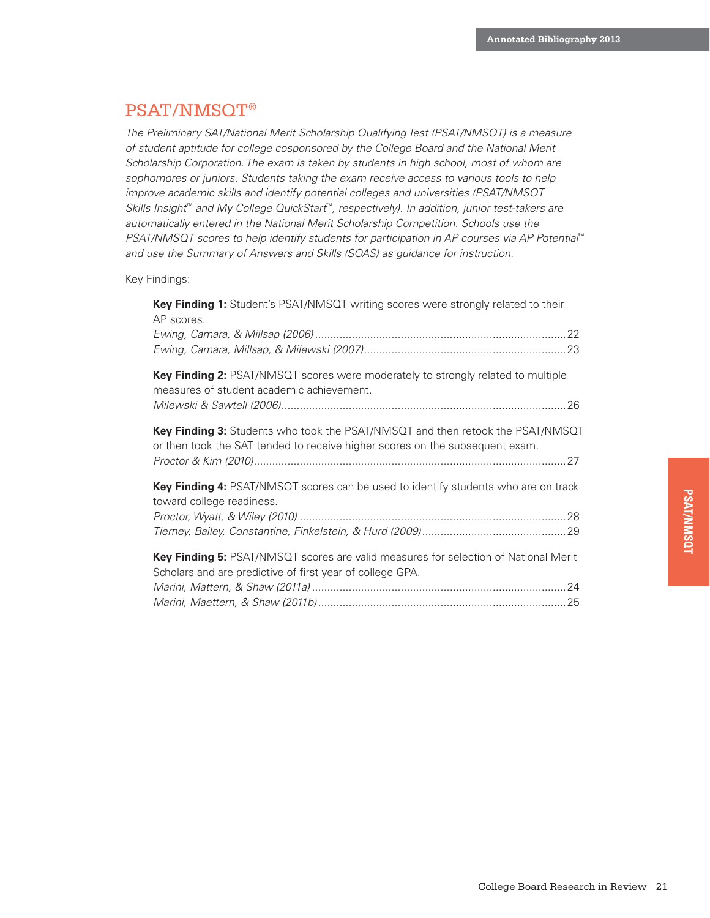# PSAT/NMSQT®

*The Preliminary SAT/National Merit Scholarship Qualifying Test (PSAT/NMSQT) is a measure of student aptitude for college cosponsored by the College Board and the National Merit Scholarship Corporation. The exam is taken by students in high school, most of whom are sophomores or juniors. Students taking the exam receive access to various tools to help improve academic skills and identify potential colleges and universities (PSAT/NMSQT Skills Insight™ and My College QuickStart™, respectively). In addition, junior test-takers are automatically entered in the National Merit Scholarship Competition. Schools use the PSAT/NMSQT scores to help identify students for participation in AP courses via AP Potential™ and use the Summary of Answers and Skills (SOAS) as guidance for instruction.*

Key Findings:

**Key Finding 1:** Student's PSAT/NMSQT writing scores were strongly related to their AP scores.
*Ewing, Camara, & Millsap (2006)* .......... 22
*Ewing, Camara, Millsap, & Milewski (2007)* .......... 23

**Key Finding 2:** PSAT/NMSQT scores were moderately to strongly related to multiple measures of student academic achievement.
*Milewski & Sawtell (2006)* .......... 26

**Key Finding 3:** Students who took the PSAT/NMSQT and then retook the PSAT/NMSQT or then took the SAT tended to receive higher scores on the subsequent exam.
*Proctor & Kim (2010)* .......... 27

**Key Finding 4:** PSAT/NMSQT scores can be used to identify students who are on track toward college readiness.
*Proctor, Wyatt, & Wiley (2010)* .......... 28
*Tierney, Bailey, Constantine, Finkelstein, & Hurd (2009)* .......... 29

**Key Finding 5:** PSAT/NMSQT scores are valid measures for selection of National Merit Scholars and are predictive of first year of college GPA.
*Marini, Mattern, & Shaw (2011a)* .......... 24
*Marini, Maettern, & Shaw (2011b)* .......... 25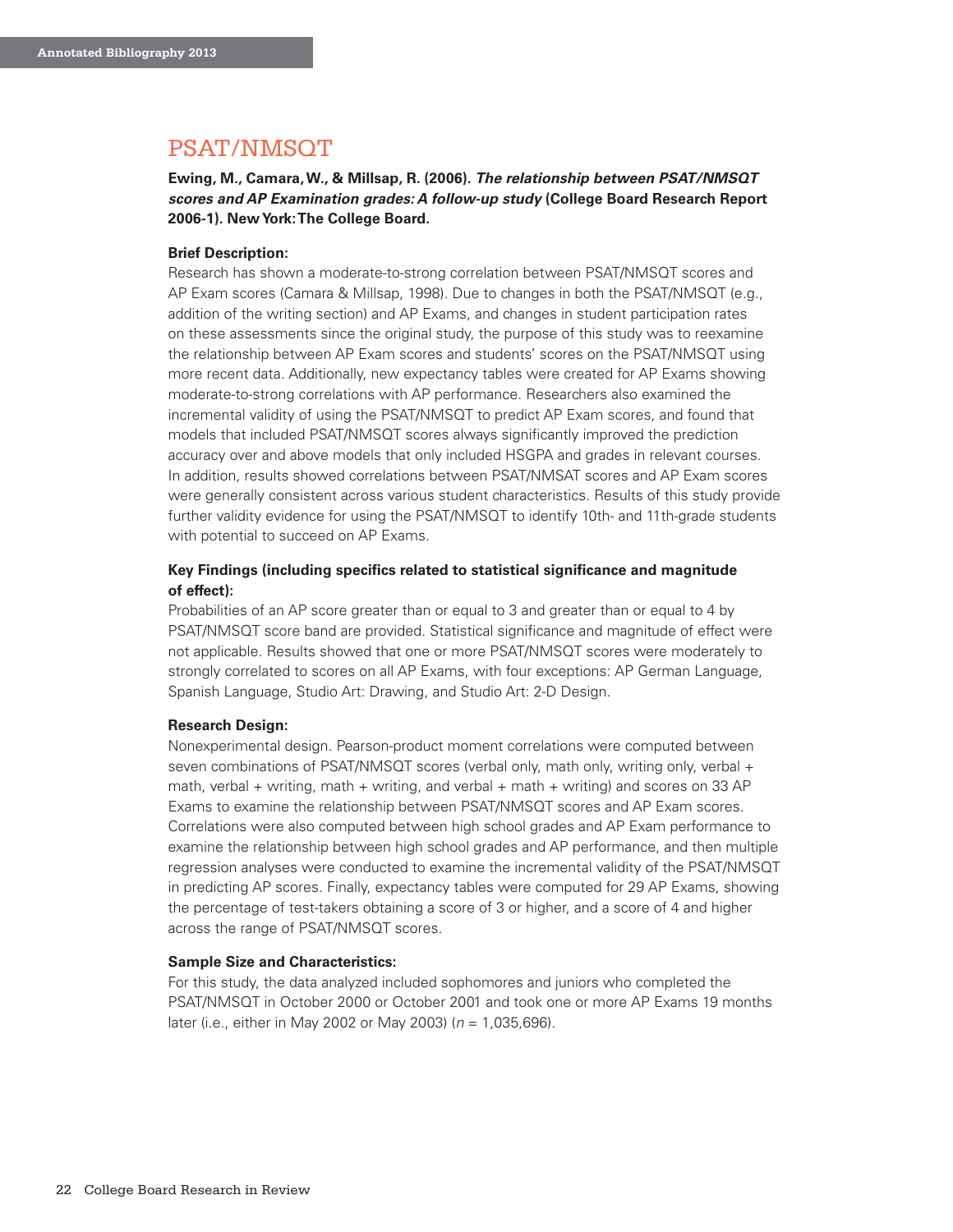## PSAT/NMSQT

**Ewing, M., Camara, W., & Millsap, R. (2006).** ***The relationship between PSAT/NMSQT scores and AP Examination grades: A follow-up study*** **(College Board Research Report 2006-1). New York: The College Board.**

**Brief Description:**

Research has shown a moderate-to-strong correlation between PSAT/NMSQT scores and AP Exam scores (Camara & Millsap, 1998). Due to changes in both the PSAT/NMSQT (e.g., addition of the writing section) and AP Exams, and changes in student participation rates on these assessments since the original study, the purpose of this study was to reexamine the relationship between AP Exam scores and students' scores on the PSAT/NMSQT using more recent data. Additionally, new expectancy tables were created for AP Exams showing moderate-to-strong correlations with AP performance. Researchers also examined the incremental validity of using the PSAT/NMSQT to predict AP Exam scores, and found that models that included PSAT/NMSQT scores always significantly improved the prediction accuracy over and above models that only included HSGPA and grades in relevant courses. In addition, results showed correlations between PSAT/NMSAT scores and AP Exam scores were generally consistent across various student characteristics. Results of this study provide further validity evidence for using the PSAT/NMSQT to identify 10th- and 11th-grade students with potential to succeed on AP Exams.

**Key Findings (including specifics related to statistical significance and magnitude of effect):**

Probabilities of an AP score greater than or equal to 3 and greater than or equal to 4 by PSAT/NMSQT score band are provided. Statistical significance and magnitude of effect were not applicable. Results showed that one or more PSAT/NMSQT scores were moderately to strongly correlated to scores on all AP Exams, with four exceptions: AP German Language, Spanish Language, Studio Art: Drawing, and Studio Art: 2-D Design.

**Research Design:**

Nonexperimental design. Pearson-product moment correlations were computed between seven combinations of PSAT/NMSQT scores (verbal only, math only, writing only, verbal + math, verbal + writing, math + writing, and verbal + math + writing) and scores on 33 AP Exams to examine the relationship between PSAT/NMSQT scores and AP Exam scores. Correlations were also computed between high school grades and AP Exam performance to examine the relationship between high school grades and AP performance, and then multiple regression analyses were conducted to examine the incremental validity of the PSAT/NMSQT in predicting AP scores. Finally, expectancy tables were computed for 29 AP Exams, showing the percentage of test-takers obtaining a score of 3 or higher, and a score of 4 and higher across the range of PSAT/NMSQT scores.

**Sample Size and Characteristics:**

For this study, the data analyzed included sophomores and juniors who completed the PSAT/NMSQT in October 2000 or October 2001 and took one or more AP Exams 19 months later (i.e., either in May 2002 or May 2003) ($n$ = 1,035,696).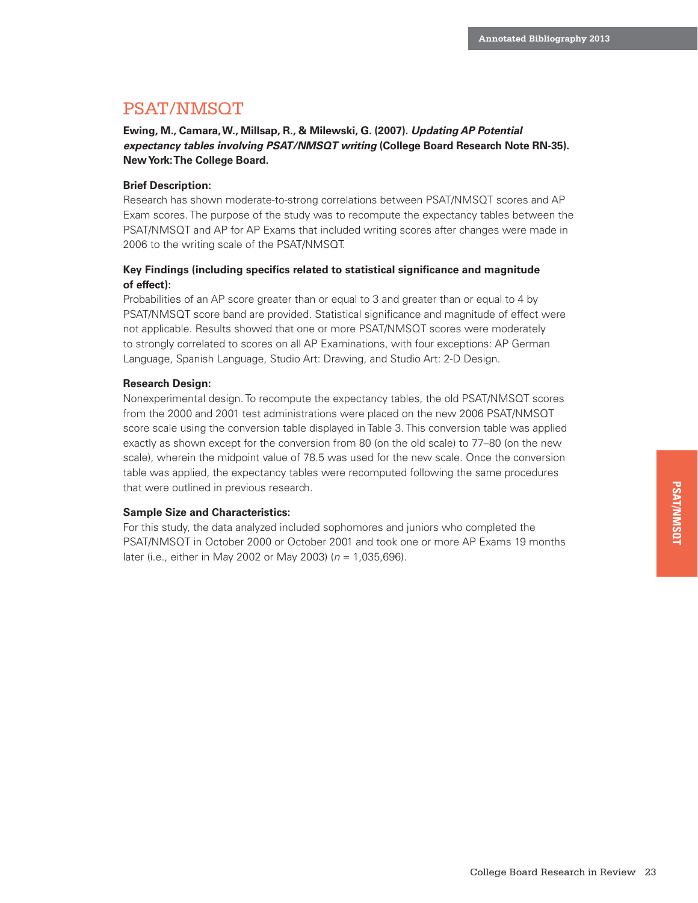## PSAT/NMSQT

**Ewing, M., Camara, W., Millsap, R., & Milewski, G. (2007).** ***Updating AP Potential expectancy tables involving PSAT/NMSQT writing*** **(College Board Research Note RN-35). New York: The College Board.**

**Brief Description:**
Research has shown moderate-to-strong correlations between PSAT/NMSQT scores and AP Exam scores. The purpose of the study was to recompute the expectancy tables between the PSAT/NMSQT and AP for AP Exams that included writing scores after changes were made in 2006 to the writing scale of the PSAT/NMSQT.

**Key Findings (including specifics related to statistical significance and magnitude of effect):**
Probabilities of an AP score greater than or equal to 3 and greater than or equal to 4 by PSAT/NMSQT score band are provided. Statistical significance and magnitude of effect were not applicable. Results showed that one or more PSAT/NMSQT scores were moderately to strongly correlated to scores on all AP Examinations, with four exceptions: AP German Language, Spanish Language, Studio Art: Drawing, and Studio Art: 2-D Design.

**Research Design:**
Nonexperimental design. To recompute the expectancy tables, the old PSAT/NMSQT scores from the 2000 and 2001 test administrations were placed on the new 2006 PSAT/NMSQT score scale using the conversion table displayed in Table 3. This conversion table was applied exactly as shown except for the conversion from 80 (on the old scale) to 77–80 (on the new scale), wherein the midpoint value of 78.5 was used for the new scale. Once the conversion table was applied, the expectancy tables were recomputed following the same procedures that were outlined in previous research.

**Sample Size and Characteristics:**
For this study, the data analyzed included sophomores and juniors who completed the PSAT/NMSQT in October 2000 or October 2001 and took one or more AP Exams 19 months later (i.e., either in May 2002 or May 2003) ($n$ = 1,035,696).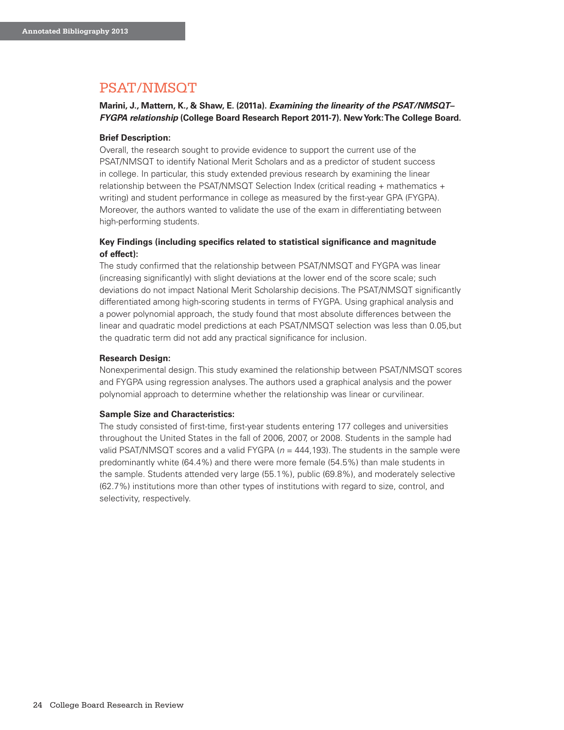## PSAT/NMSQT

**Marini, J., Mattern, K., & Shaw, E. (2011a). *Examining the linearity of the PSAT/NMSQT–FYGPA relationship* (College Board Research Report 2011-7). New York: The College Board.**

**Brief Description:**

Overall, the research sought to provide evidence to support the current use of the PSAT/NMSQT to identify National Merit Scholars and as a predictor of student success in college. In particular, this study extended previous research by examining the linear relationship between the PSAT/NMSQT Selection Index (critical reading + mathematics + writing) and student performance in college as measured by the first-year GPA (FYGPA). Moreover, the authors wanted to validate the use of the exam in differentiating between high-performing students.

**Key Findings (including specifics related to statistical significance and magnitude of effect):**

The study confirmed that the relationship between PSAT/NMSQT and FYGPA was linear (increasing significantly) with slight deviations at the lower end of the score scale; such deviations do not impact National Merit Scholarship decisions. The PSAT/NMSQT significantly differentiated among high-scoring students in terms of FYGPA. Using graphical analysis and a power polynomial approach, the study found that most absolute differences between the linear and quadratic model predictions at each PSAT/NMSQT selection was less than 0.05,but the quadratic term did not add any practical significance for inclusion.

**Research Design:**

Nonexperimental design. This study examined the relationship between PSAT/NMSQT scores and FYGPA using regression analyses. The authors used a graphical analysis and the power polynomial approach to determine whether the relationship was linear or curvilinear.

**Sample Size and Characteristics:**

The study consisted of first-time, first-year students entering 177 colleges and universities throughout the United States in the fall of 2006, 2007, or 2008. Students in the sample had valid PSAT/NMSQT scores and a valid FYGPA ($n$ = 444,193). The students in the sample were predominantly white (64.4%) and there were more female (54.5%) than male students in the sample. Students attended very large (55.1%), public (69.8%), and moderately selective (62.7%) institutions more than other types of institutions with regard to size, control, and selectivity, respectively.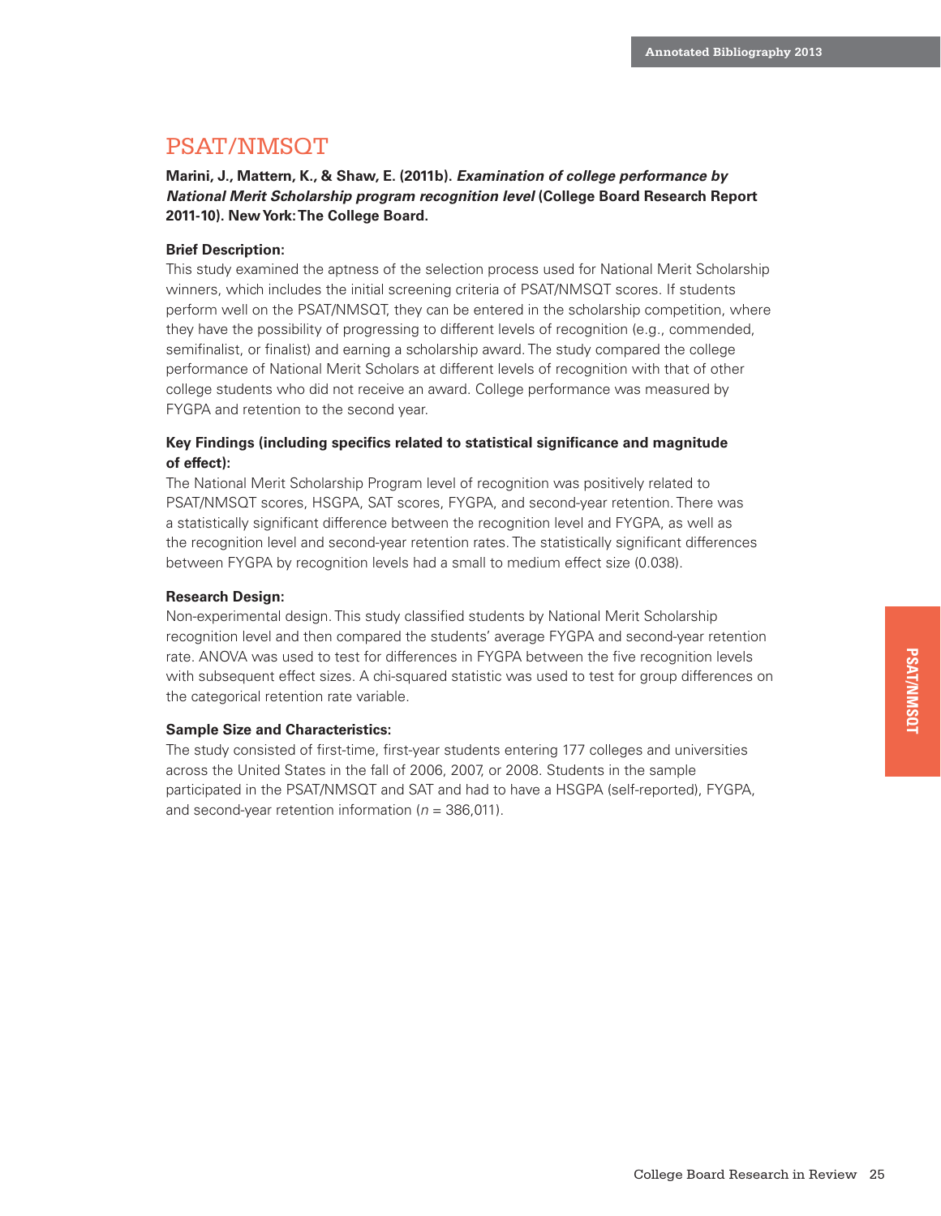## PSAT/NMSQT

**Marini, J., Mattern, K., & Shaw, E. (2011b).** ***Examination of college performance by National Merit Scholarship program recognition level*** **(College Board Research Report 2011-10). New York: The College Board.**

**Brief Description:**

This study examined the aptness of the selection process used for National Merit Scholarship winners, which includes the initial screening criteria of PSAT/NMSQT scores. If students perform well on the PSAT/NMSQT, they can be entered in the scholarship competition, where they have the possibility of progressing to different levels of recognition (e.g., commended, semifinalist, or finalist) and earning a scholarship award. The study compared the college performance of National Merit Scholars at different levels of recognition with that of other college students who did not receive an award. College performance was measured by FYGPA and retention to the second year.

**Key Findings (including specifics related to statistical significance and magnitude of effect):**

The National Merit Scholarship Program level of recognition was positively related to PSAT/NMSQT scores, HSGPA, SAT scores, FYGPA, and second-year retention. There was a statistically significant difference between the recognition level and FYGPA, as well as the recognition level and second-year retention rates. The statistically significant differences between FYGPA by recognition levels had a small to medium effect size (0.038).

**Research Design:**

Non-experimental design. This study classified students by National Merit Scholarship recognition level and then compared the students' average FYGPA and second-year retention rate. ANOVA was used to test for differences in FYGPA between the five recognition levels with subsequent effect sizes. A chi-squared statistic was used to test for group differences on the categorical retention rate variable.

**Sample Size and Characteristics:**

The study consisted of first-time, first-year students entering 177 colleges and universities across the United States in the fall of 2006, 2007, or 2008. Students in the sample participated in the PSAT/NMSQT and SAT and had to have a HSGPA (self-reported), FYGPA, and second-year retention information ($n$ = 386,011).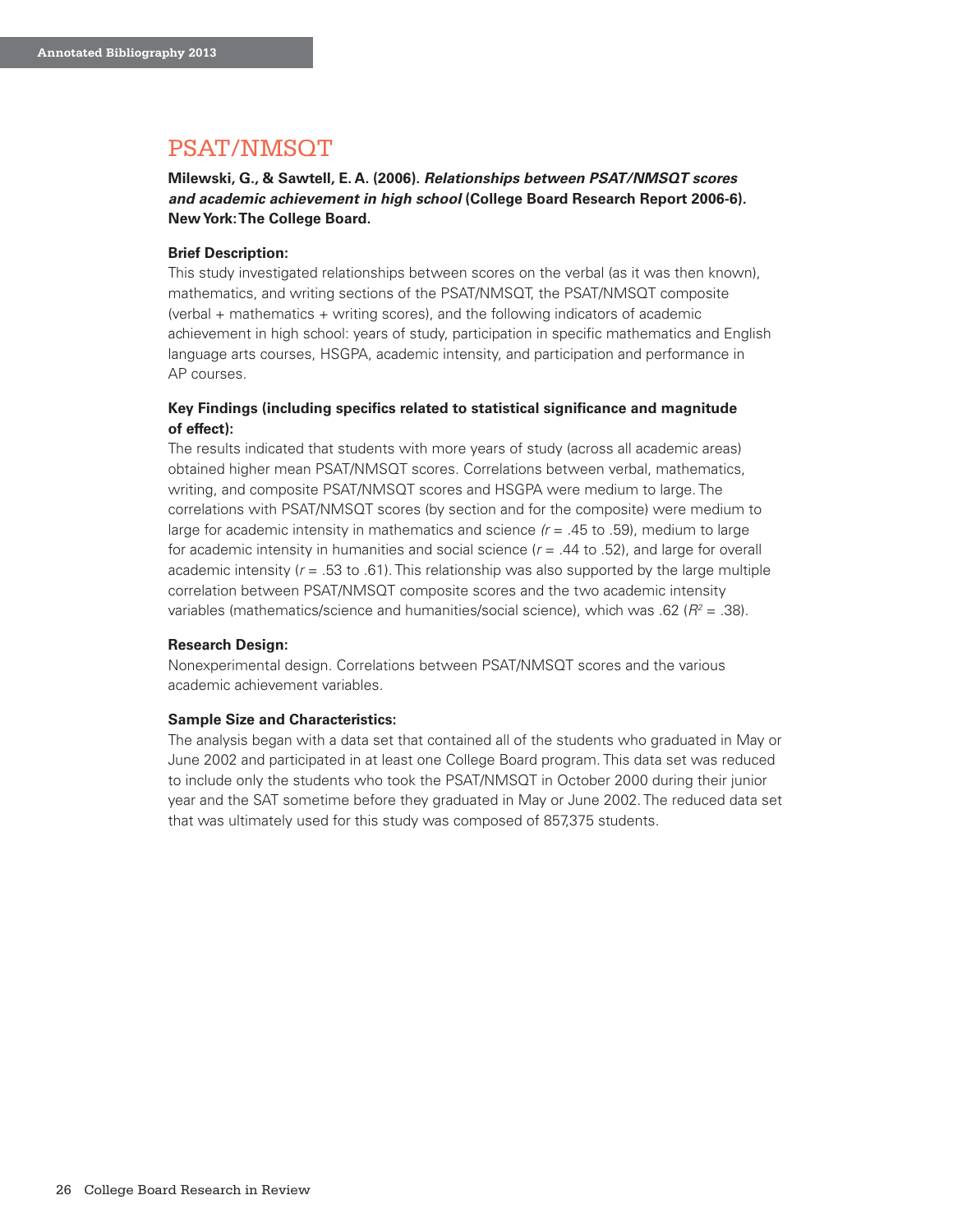## PSAT/NMSQT

**Milewski, G., & Sawtell, E. A. (2006). *Relationships between PSAT/NMSQT scores and academic achievement in high school* (College Board Research Report 2006-6). New York: The College Board.**

**Brief Description:**

This study investigated relationships between scores on the verbal (as it was then known), mathematics, and writing sections of the PSAT/NMSQT, the PSAT/NMSQT composite (verbal + mathematics + writing scores), and the following indicators of academic achievement in high school: years of study, participation in specific mathematics and English language arts courses, HSGPA, academic intensity, and participation and performance in AP courses.

**Key Findings (including specifics related to statistical significance and magnitude of effect):**

The results indicated that students with more years of study (across all academic areas) obtained higher mean PSAT/NMSQT scores. Correlations between verbal, mathematics, writing, and composite PSAT/NMSQT scores and HSGPA were medium to large. The correlations with PSAT/NMSQT scores (by section and for the composite) were medium to large for academic intensity in mathematics and science ($r$ = .45 to .59), medium to large for academic intensity in humanities and social science ($r$ = .44 to .52), and large for overall academic intensity ($r$ = .53 to .61). This relationship was also supported by the large multiple correlation between PSAT/NMSQT composite scores and the two academic intensity variables (mathematics/science and humanities/social science), which was .62 ($R^2$ = .38).

**Research Design:**

Nonexperimental design. Correlations between PSAT/NMSQT scores and the various academic achievement variables.

**Sample Size and Characteristics:**

The analysis began with a data set that contained all of the students who graduated in May or June 2002 and participated in at least one College Board program. This data set was reduced to include only the students who took the PSAT/NMSQT in October 2000 during their junior year and the SAT sometime before they graduated in May or June 2002. The reduced data set that was ultimately used for this study was composed of 857,375 students.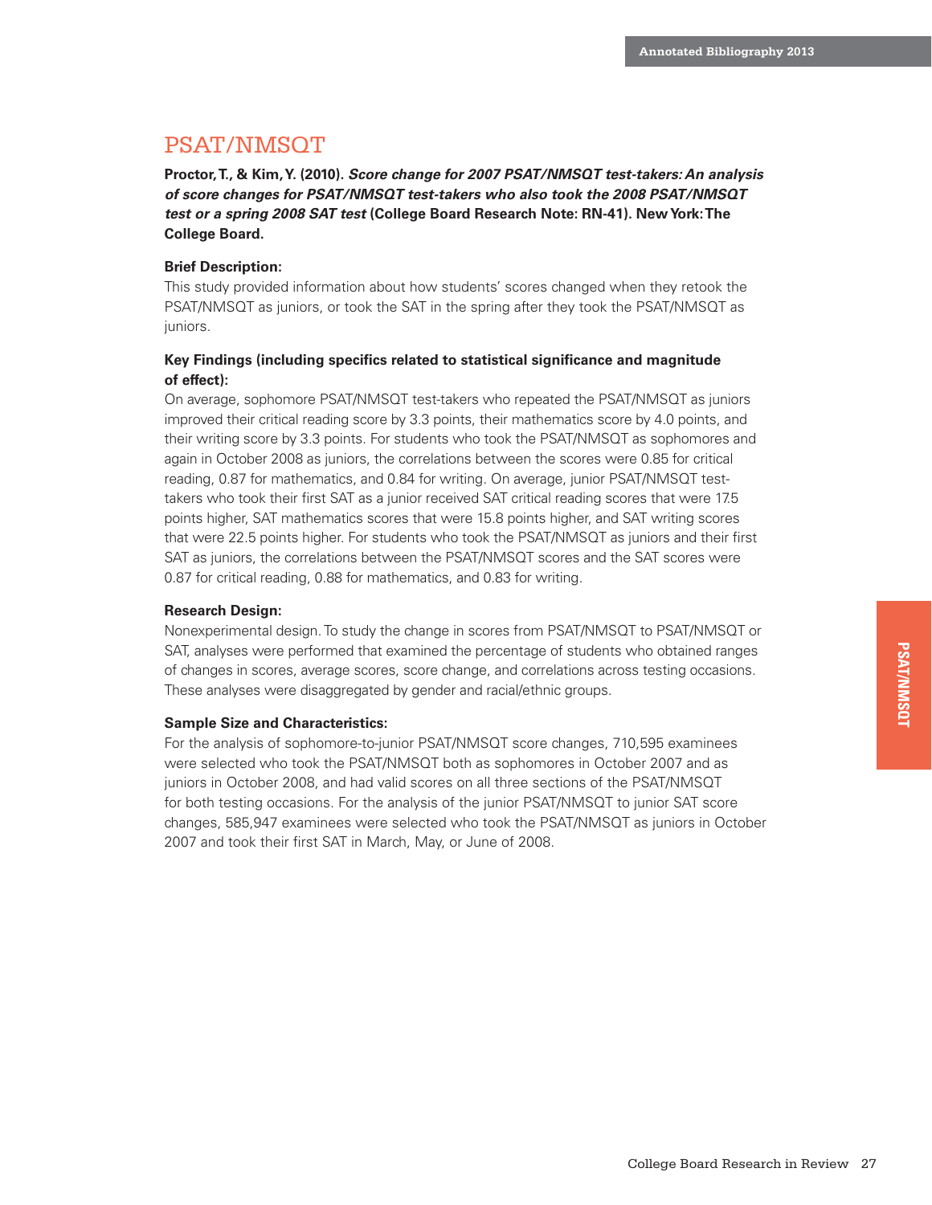## PSAT/NMSQT

**Proctor, T., & Kim, Y. (2010). *Score change for 2007 PSAT/NMSQT test-takers: An analysis of score changes for PSAT/NMSQT test-takers who also took the 2008 PSAT/NMSQT test or a spring 2008 SAT test* (College Board Research Note: RN-41). New York: The College Board.**

**Brief Description:**

This study provided information about how students' scores changed when they retook the PSAT/NMSQT as juniors, or took the SAT in the spring after they took the PSAT/NMSQT as juniors.

**Key Findings (including specifics related to statistical significance and magnitude of effect):**

On average, sophomore PSAT/NMSQT test-takers who repeated the PSAT/NMSQT as juniors improved their critical reading score by 3.3 points, their mathematics score by 4.0 points, and their writing score by 3.3 points. For students who took the PSAT/NMSQT as sophomores and again in October 2008 as juniors, the correlations between the scores were 0.85 for critical reading, 0.87 for mathematics, and 0.84 for writing. On average, junior PSAT/NMSQT test-takers who took their first SAT as a junior received SAT critical reading scores that were 17.5 points higher, SAT mathematics scores that were 15.8 points higher, and SAT writing scores that were 22.5 points higher. For students who took the PSAT/NMSQT as juniors and their first SAT as juniors, the correlations between the PSAT/NMSQT scores and the SAT scores were 0.87 for critical reading, 0.88 for mathematics, and 0.83 for writing.

**Research Design:**

Nonexperimental design. To study the change in scores from PSAT/NMSQT to PSAT/NMSQT or SAT, analyses were performed that examined the percentage of students who obtained ranges of changes in scores, average scores, score change, and correlations across testing occasions. These analyses were disaggregated by gender and racial/ethnic groups.

**Sample Size and Characteristics:**

For the analysis of sophomore-to-junior PSAT/NMSQT score changes, 710,595 examinees were selected who took the PSAT/NMSQT both as sophomores in October 2007 and as juniors in October 2008, and had valid scores on all three sections of the PSAT/NMSQT for both testing occasions. For the analysis of the junior PSAT/NMSQT to junior SAT score changes, 585,947 examinees were selected who took the PSAT/NMSQT as juniors in October 2007 and took their first SAT in March, May, or June of 2008.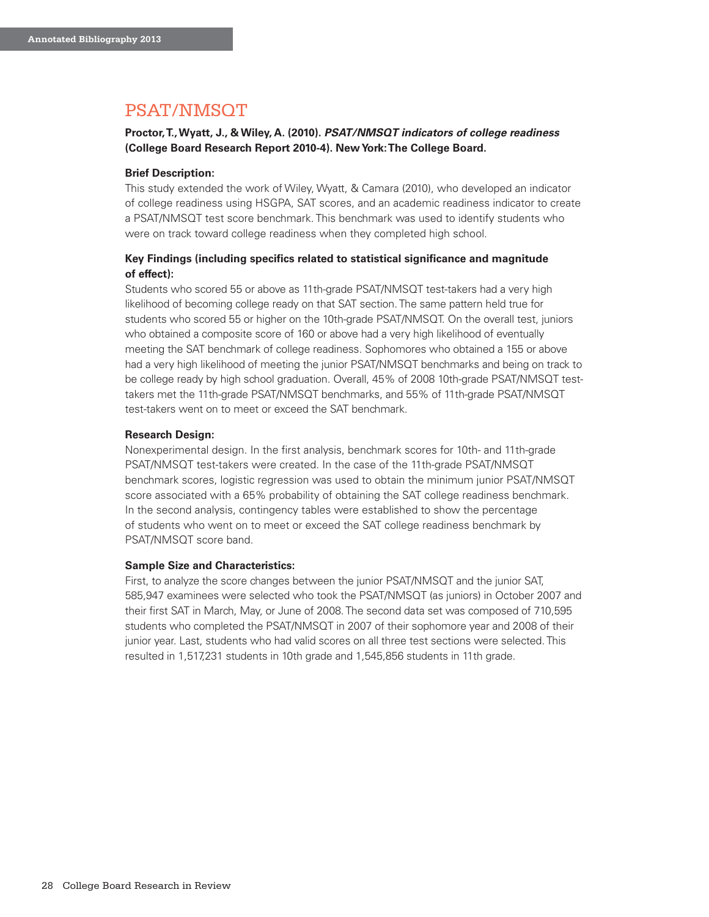## PSAT/NMSQT

**Proctor, T., Wyatt, J., & Wiley, A. (2010). *PSAT/NMSQT indicators of college readiness* (College Board Research Report 2010-4). New York: The College Board.**

**Brief Description:**
This study extended the work of Wiley, Wyatt, & Camara (2010), who developed an indicator of college readiness using HSGPA, SAT scores, and an academic readiness indicator to create a PSAT/NMSQT test score benchmark. This benchmark was used to identify students who were on track toward college readiness when they completed high school.

**Key Findings (including specifics related to statistical significance and magnitude of effect):**
Students who scored 55 or above as 11th-grade PSAT/NMSQT test-takers had a very high likelihood of becoming college ready on that SAT section. The same pattern held true for students who scored 55 or higher on the 10th-grade PSAT/NMSQT. On the overall test, juniors who obtained a composite score of 160 or above had a very high likelihood of eventually meeting the SAT benchmark of college readiness. Sophomores who obtained a 155 or above had a very high likelihood of meeting the junior PSAT/NMSQT benchmarks and being on track to be college ready by high school graduation. Overall, 45% of 2008 10th-grade PSAT/NMSQT test-takers met the 11th-grade PSAT/NMSQT benchmarks, and 55% of 11th-grade PSAT/NMSQT test-takers went on to meet or exceed the SAT benchmark.

**Research Design:**
Nonexperimental design. In the first analysis, benchmark scores for 10th- and 11th-grade PSAT/NMSQT test-takers were created. In the case of the 11th-grade PSAT/NMSQT benchmark scores, logistic regression was used to obtain the minimum junior PSAT/NMSQT score associated with a 65% probability of obtaining the SAT college readiness benchmark. In the second analysis, contingency tables were established to show the percentage of students who went on to meet or exceed the SAT college readiness benchmark by PSAT/NMSQT score band.

**Sample Size and Characteristics:**
First, to analyze the score changes between the junior PSAT/NMSQT and the junior SAT, 585,947 examinees were selected who took the PSAT/NMSQT (as juniors) in October 2007 and their first SAT in March, May, or June of 2008. The second data set was composed of 710,595 students who completed the PSAT/NMSQT in 2007 of their sophomore year and 2008 of their junior year. Last, students who had valid scores on all three test sections were selected. This resulted in 1,517,231 students in 10th grade and 1,545,856 students in 11th grade.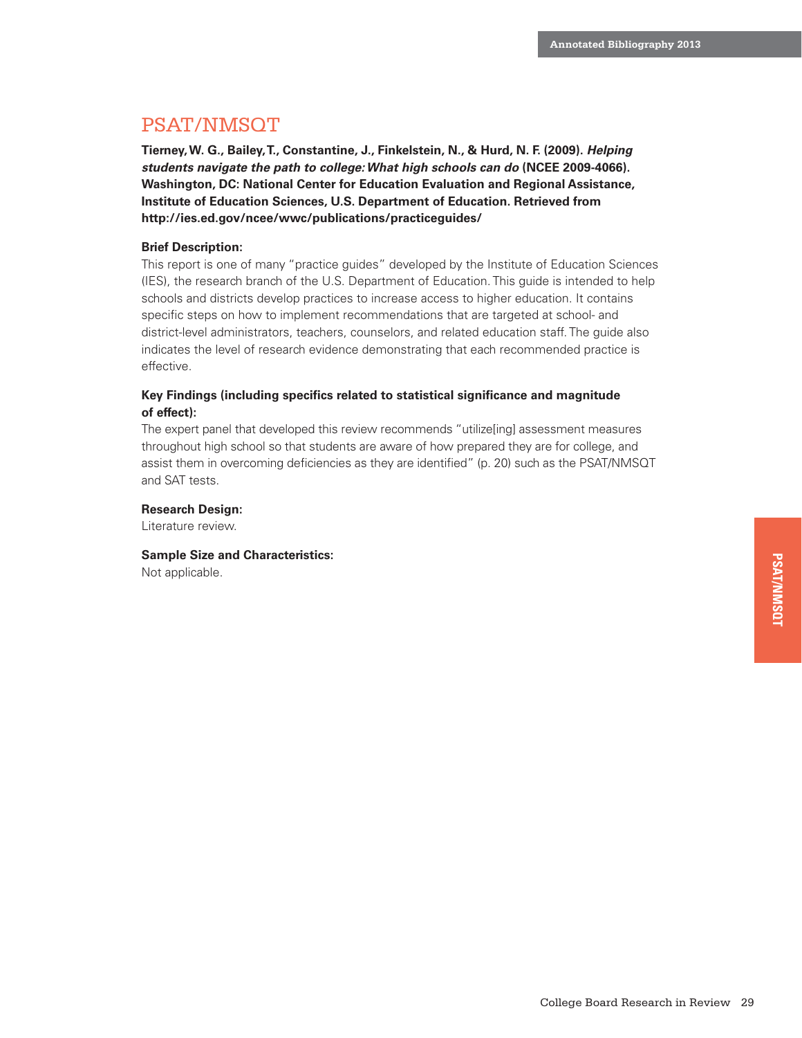## PSAT/NMSQT

**Tierney, W. G., Bailey, T., Constantine, J., Finkelstein, N., & Hurd, N. F. (2009). *Helping students navigate the path to college: What high schools can do* (NCEE 2009-4066). Washington, DC: National Center for Education Evaluation and Regional Assistance, Institute of Education Sciences, U.S. Department of Education. Retrieved from http://ies.ed.gov/ncee/wwc/publications/practiceguides/**

**Brief Description:**

This report is one of many "practice guides" developed by the Institute of Education Sciences (IES), the research branch of the U.S. Department of Education. This guide is intended to help schools and districts develop practices to increase access to higher education. It contains specific steps on how to implement recommendations that are targeted at school- and district-level administrators, teachers, counselors, and related education staff. The guide also indicates the level of research evidence demonstrating that each recommended practice is effective.

**Key Findings (including specifics related to statistical significance and magnitude of effect):**

The expert panel that developed this review recommends "utilize[ing] assessment measures throughout high school so that students are aware of how prepared they are for college, and assist them in overcoming deficiencies as they are identified" (p. 20) such as the PSAT/NMSQT and SAT tests.

**Research Design:**

Literature review.

**Sample Size and Characteristics:**

Not applicable.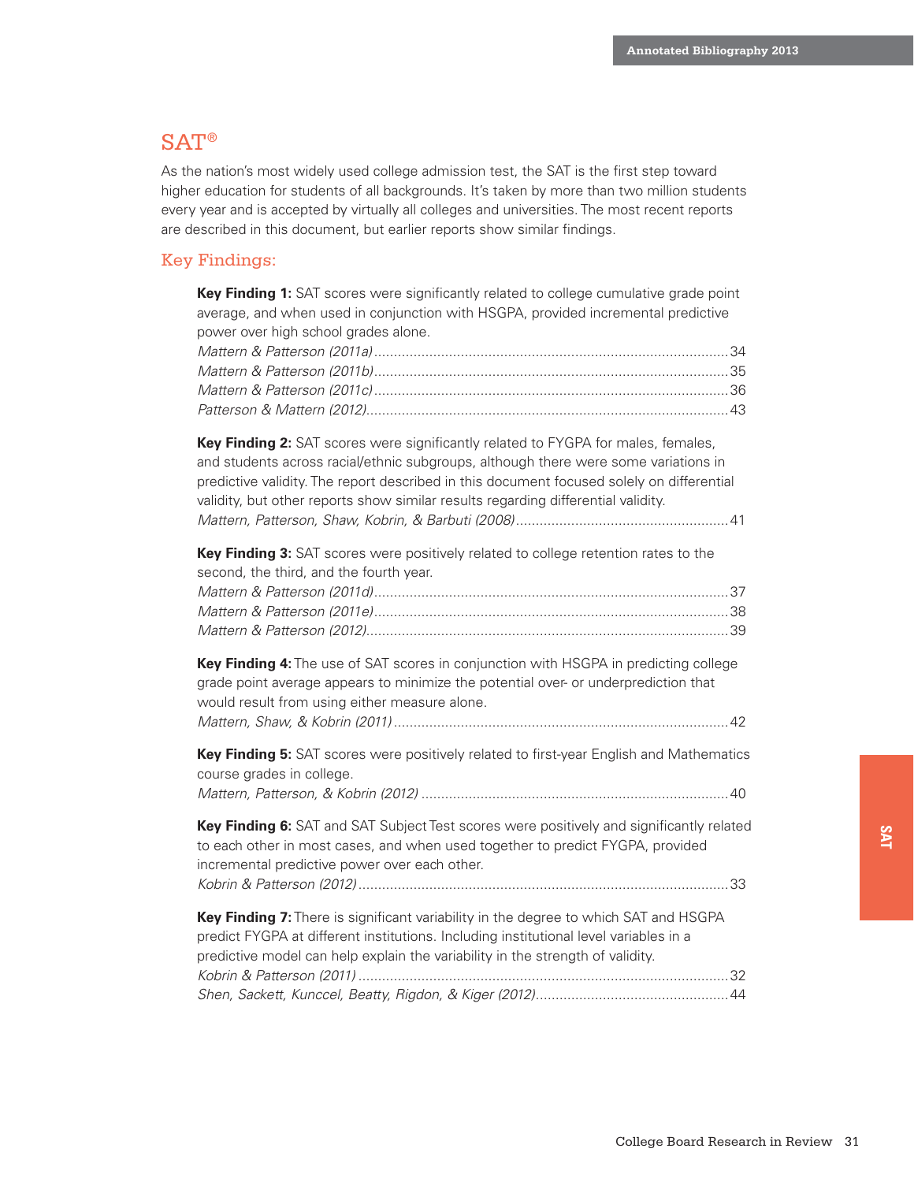# SAT®

As the nation's most widely used college admission test, the SAT is the first step toward higher education for students of all backgrounds. It's taken by more than two million students every year and is accepted by virtually all colleges and universities. The most recent reports are described in this document, but earlier reports show similar findings.

## Key Findings:

**Key Finding 1:** SAT scores were significantly related to college cumulative grade point average, and when used in conjunction with HSGPA, provided incremental predictive power over high school grades alone.

*Mattern & Patterson (2011a)*......34
*Mattern & Patterson (2011b)*......35
*Mattern & Patterson (2011c)*......36
*Patterson & Mattern (2012)*......43

**Key Finding 2:** SAT scores were significantly related to FYGPA for males, females, and students across racial/ethnic subgroups, although there were some variations in predictive validity. The report described in this document focused solely on differential validity, but other reports show similar results regarding differential validity.

*Mattern, Patterson, Shaw, Kobrin, & Barbuti (2008)*......41

**Key Finding 3:** SAT scores were positively related to college retention rates to the second, the third, and the fourth year.

*Mattern & Patterson (2011d)*......37
*Mattern & Patterson (2011e)*......38
*Mattern & Patterson (2012)*......39

**Key Finding 4:** The use of SAT scores in conjunction with HSGPA in predicting college grade point average appears to minimize the potential over- or underprediction that would result from using either measure alone.

*Mattern, Shaw, & Kobrin (2011)*......42

**Key Finding 5:** SAT scores were positively related to first-year English and Mathematics course grades in college.

*Mattern, Patterson, & Kobrin (2012)*......40

**Key Finding 6:** SAT and SAT Subject Test scores were positively and significantly related to each other in most cases, and when used together to predict FYGPA, provided incremental predictive power over each other.

*Kobrin & Patterson (2012)*......33

**Key Finding 7:** There is significant variability in the degree to which SAT and HSGPA predict FYGPA at different institutions. Including institutional level variables in a predictive model can help explain the variability in the strength of validity.

*Kobrin & Patterson (2011)*......32
*Shen, Sackett, Kuncel, Beatty, Rigdon, & Kiger (2012)*......44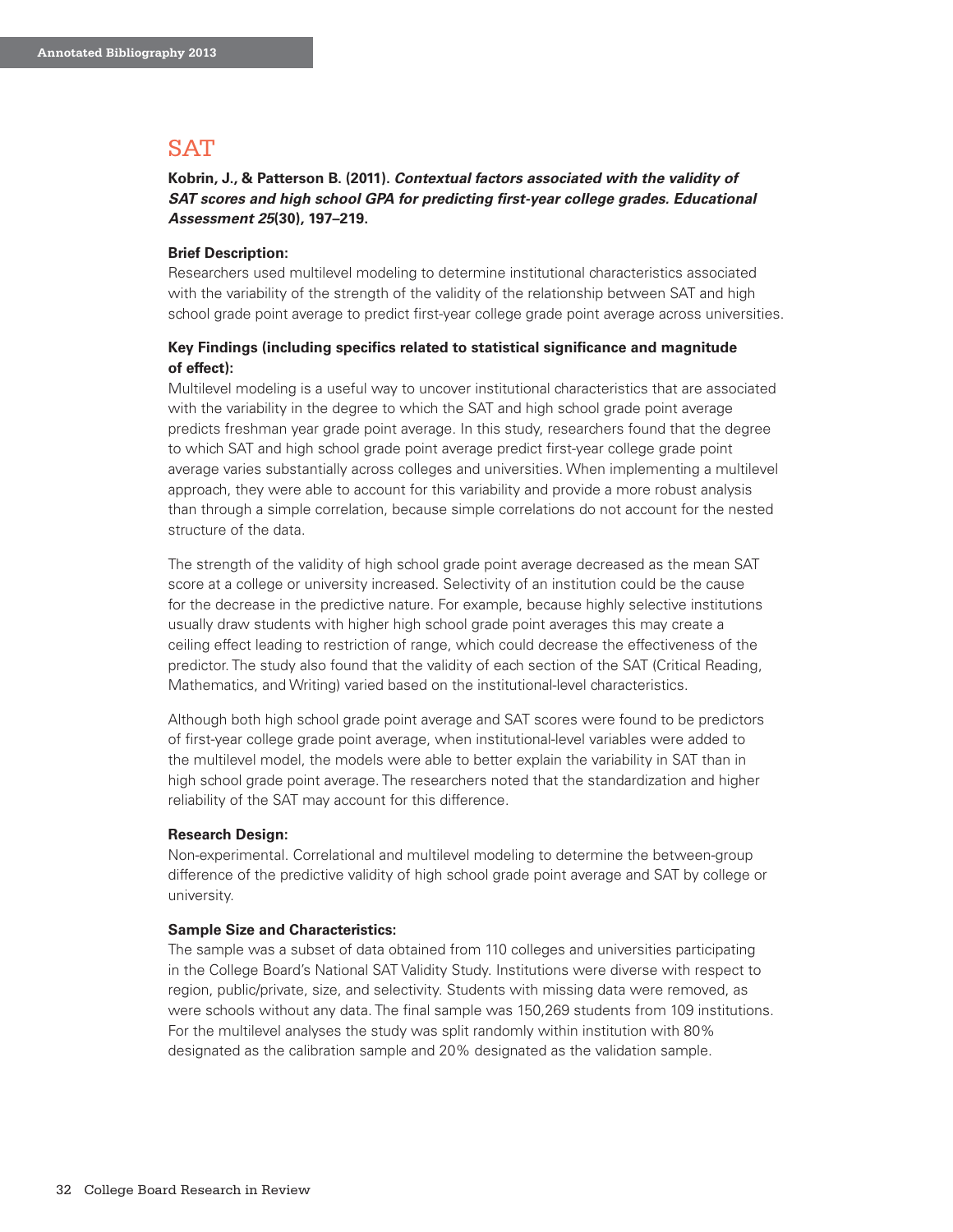## SAT

**Kobrin, J., & Patterson B. (2011).** ***Contextual factors associated with the validity of SAT scores and high school GPA for predicting first-year college grades. Educational Assessment 25*****(30), 197–219.**

**Brief Description:**
Researchers used multilevel modeling to determine institutional characteristics associated with the variability of the strength of the validity of the relationship between SAT and high school grade point average to predict first-year college grade point average across universities.

**Key Findings (including specifics related to statistical significance and magnitude of effect):**
Multilevel modeling is a useful way to uncover institutional characteristics that are associated with the variability in the degree to which the SAT and high school grade point average predicts freshman year grade point average. In this study, researchers found that the degree to which SAT and high school grade point average predict first-year college grade point average varies substantially across colleges and universities. When implementing a multilevel approach, they were able to account for this variability and provide a more robust analysis than through a simple correlation, because simple correlations do not account for the nested structure of the data.

The strength of the validity of high school grade point average decreased as the mean SAT score at a college or university increased. Selectivity of an institution could be the cause for the decrease in the predictive nature. For example, because highly selective institutions usually draw students with higher high school grade point averages this may create a ceiling effect leading to restriction of range, which could decrease the effectiveness of the predictor. The study also found that the validity of each section of the SAT (Critical Reading, Mathematics, and Writing) varied based on the institutional-level characteristics.

Although both high school grade point average and SAT scores were found to be predictors of first-year college grade point average, when institutional-level variables were added to the multilevel model, the models were able to better explain the variability in SAT than in high school grade point average. The researchers noted that the standardization and higher reliability of the SAT may account for this difference.

**Research Design:**
Non-experimental. Correlational and multilevel modeling to determine the between-group difference of the predictive validity of high school grade point average and SAT by college or university.

**Sample Size and Characteristics:**
The sample was a subset of data obtained from 110 colleges and universities participating in the College Board's National SAT Validity Study. Institutions were diverse with respect to region, public/private, size, and selectivity. Students with missing data were removed, as were schools without any data. The final sample was 150,269 students from 109 institutions. For the multilevel analyses the study was split randomly within institution with 80% designated as the calibration sample and 20% designated as the validation sample.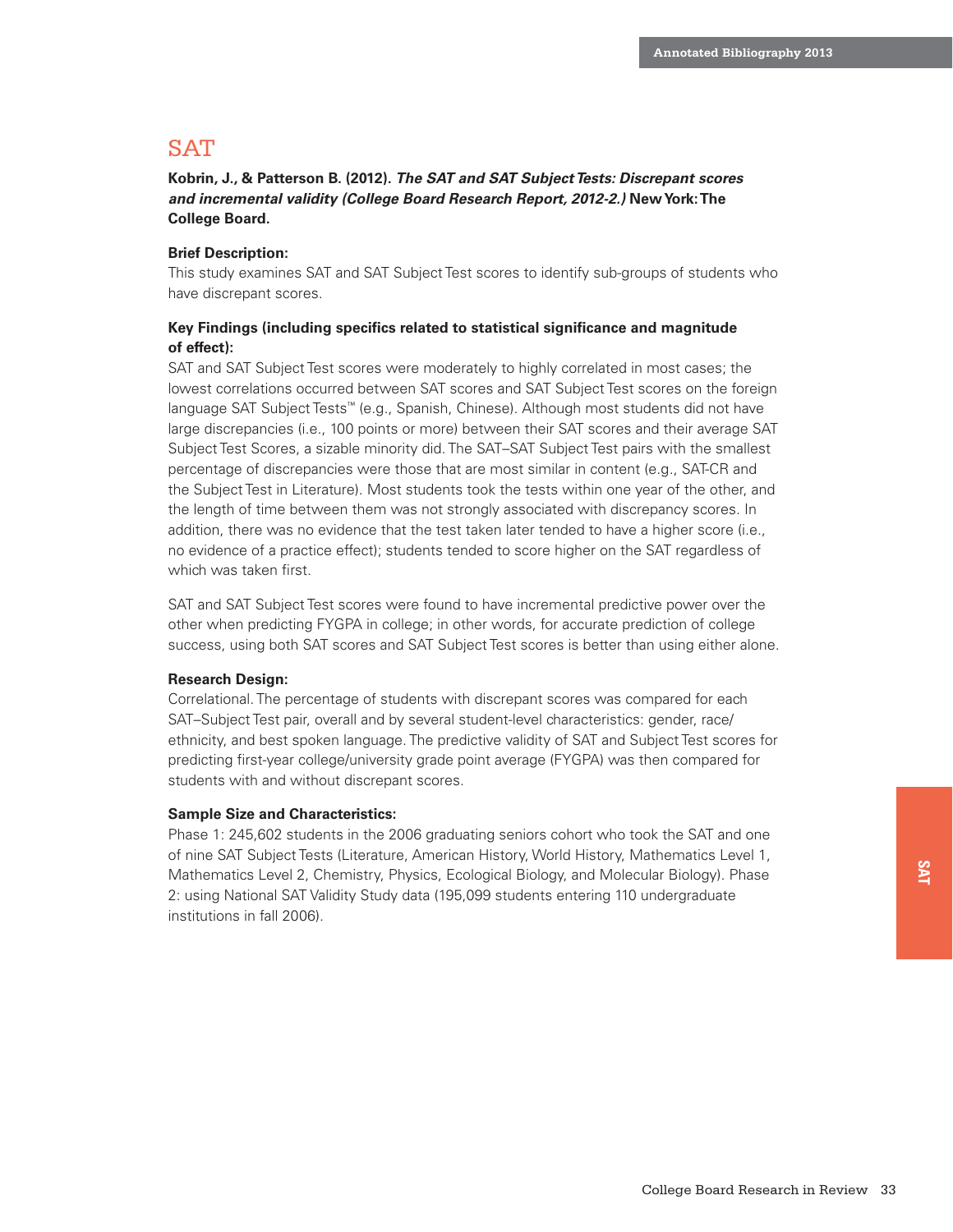## SAT

**Kobrin, J., & Patterson B. (2012).** ***The SAT and SAT Subject Tests: Discrepant scores and incremental validity (College Board Research Report, 2012-2.)*** **New York: The College Board.**

**Brief Description:**
This study examines SAT and SAT Subject Test scores to identify sub-groups of students who have discrepant scores.

**Key Findings (including specifics related to statistical significance and magnitude of effect):**
SAT and SAT Subject Test scores were moderately to highly correlated in most cases; the lowest correlations occurred between SAT scores and SAT Subject Test scores on the foreign language SAT Subject Tests™ (e.g., Spanish, Chinese). Although most students did not have large discrepancies (i.e., 100 points or more) between their SAT scores and their average SAT Subject Test Scores, a sizable minority did. The SAT–SAT Subject Test pairs with the smallest percentage of discrepancies were those that are most similar in content (e.g., SAT-CR and the Subject Test in Literature). Most students took the tests within one year of the other, and the length of time between them was not strongly associated with discrepancy scores. In addition, there was no evidence that the test taken later tended to have a higher score (i.e., no evidence of a practice effect); students tended to score higher on the SAT regardless of which was taken first.

SAT and SAT Subject Test scores were found to have incremental predictive power over the other when predicting FYGPA in college; in other words, for accurate prediction of college success, using both SAT scores and SAT Subject Test scores is better than using either alone.

**Research Design:**
Correlational. The percentage of students with discrepant scores was compared for each SAT–Subject Test pair, overall and by several student-level characteristics: gender, race/ethnicity, and best spoken language. The predictive validity of SAT and Subject Test scores for predicting first-year college/university grade point average (FYGPA) was then compared for students with and without discrepant scores.

**Sample Size and Characteristics:**
Phase 1: 245,602 students in the 2006 graduating seniors cohort who took the SAT and one of nine SAT Subject Tests (Literature, American History, World History, Mathematics Level 1, Mathematics Level 2, Chemistry, Physics, Ecological Biology, and Molecular Biology). Phase 2: using National SAT Validity Study data (195,099 students entering 110 undergraduate institutions in fall 2006).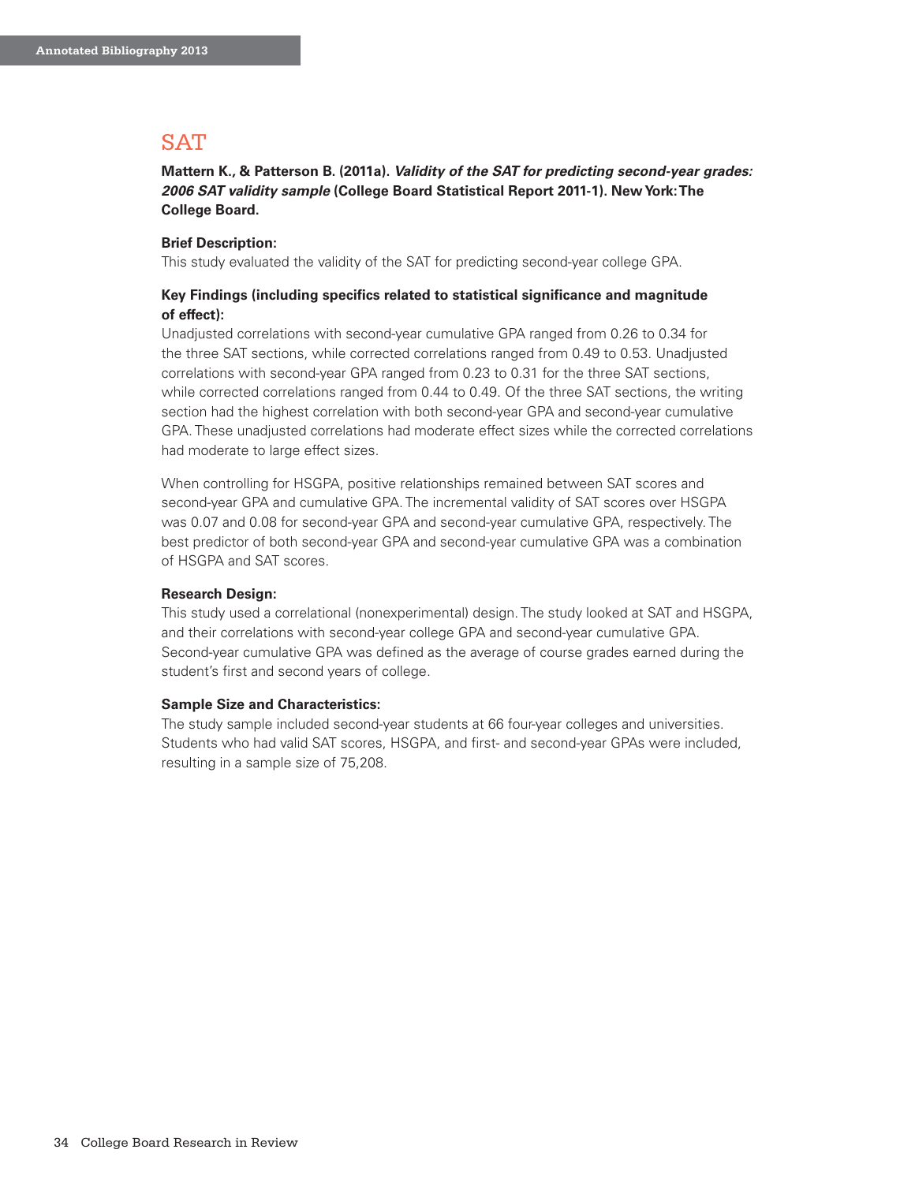## SAT

**Mattern K., & Patterson B. (2011a).** ***Validity of the SAT for predicting second-year grades: 2006 SAT validity sample*** **(College Board Statistical Report 2011-1). New York: The College Board.**

**Brief Description:**
This study evaluated the validity of the SAT for predicting second-year college GPA.

**Key Findings (including specifics related to statistical significance and magnitude of effect):**
Unadjusted correlations with second-year cumulative GPA ranged from 0.26 to 0.34 for the three SAT sections, while corrected correlations ranged from 0.49 to 0.53. Unadjusted correlations with second-year GPA ranged from 0.23 to 0.31 for the three SAT sections, while corrected correlations ranged from 0.44 to 0.49. Of the three SAT sections, the writing section had the highest correlation with both second-year GPA and second-year cumulative GPA. These unadjusted correlations had moderate effect sizes while the corrected correlations had moderate to large effect sizes.

When controlling for HSGPA, positive relationships remained between SAT scores and second-year GPA and cumulative GPA. The incremental validity of SAT scores over HSGPA was 0.07 and 0.08 for second-year GPA and second-year cumulative GPA, respectively. The best predictor of both second-year GPA and second-year cumulative GPA was a combination of HSGPA and SAT scores.

**Research Design:**
This study used a correlational (nonexperimental) design. The study looked at SAT and HSGPA, and their correlations with second-year college GPA and second-year cumulative GPA. Second-year cumulative GPA was defined as the average of course grades earned during the student's first and second years of college.

**Sample Size and Characteristics:**
The study sample included second-year students at 66 four-year colleges and universities. Students who had valid SAT scores, HSGPA, and first- and second-year GPAs were included, resulting in a sample size of 75,208.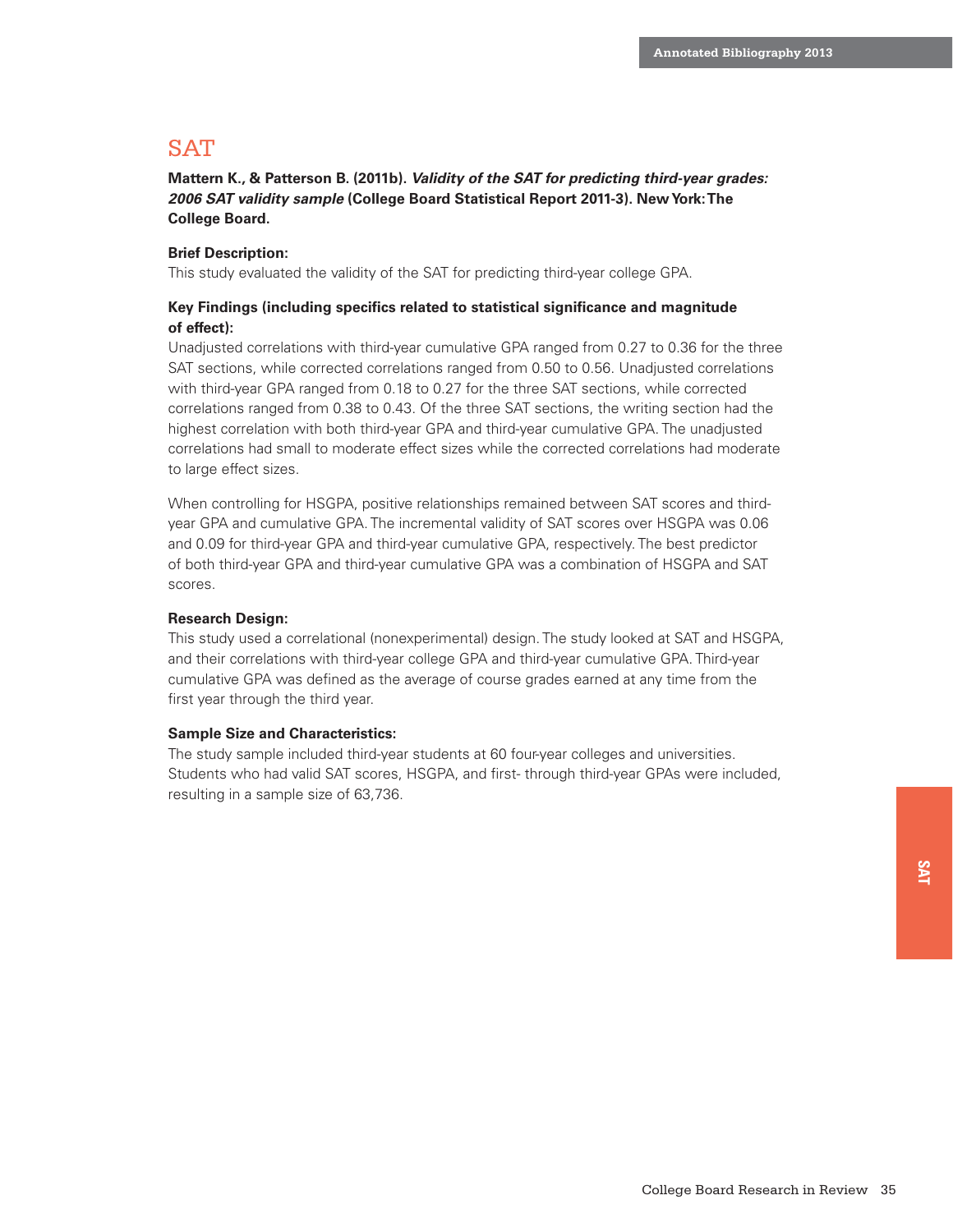## SAT

**Mattern K., & Patterson B. (2011b). *Validity of the SAT for predicting third-year grades: 2006 SAT validity sample* (College Board Statistical Report 2011-3). New York: The College Board.**

**Brief Description:**

This study evaluated the validity of the SAT for predicting third-year college GPA.

**Key Findings (including specifics related to statistical significance and magnitude of effect):**

Unadjusted correlations with third-year cumulative GPA ranged from 0.27 to 0.36 for the three SAT sections, while corrected correlations ranged from 0.50 to 0.56. Unadjusted correlations with third-year GPA ranged from 0.18 to 0.27 for the three SAT sections, while corrected correlations ranged from 0.38 to 0.43. Of the three SAT sections, the writing section had the highest correlation with both third-year GPA and third-year cumulative GPA. The unadjusted correlations had small to moderate effect sizes while the corrected correlations had moderate to large effect sizes.

When controlling for HSGPA, positive relationships remained between SAT scores and third-year GPA and cumulative GPA. The incremental validity of SAT scores over HSGPA was 0.06 and 0.09 for third-year GPA and third-year cumulative GPA, respectively. The best predictor of both third-year GPA and third-year cumulative GPA was a combination of HSGPA and SAT scores.

**Research Design:**

This study used a correlational (nonexperimental) design. The study looked at SAT and HSGPA, and their correlations with third-year college GPA and third-year cumulative GPA. Third-year cumulative GPA was defined as the average of course grades earned at any time from the first year through the third year.

**Sample Size and Characteristics:**

The study sample included third-year students at 60 four-year colleges and universities. Students who had valid SAT scores, HSGPA, and first- through third-year GPAs were included, resulting in a sample size of 63,736.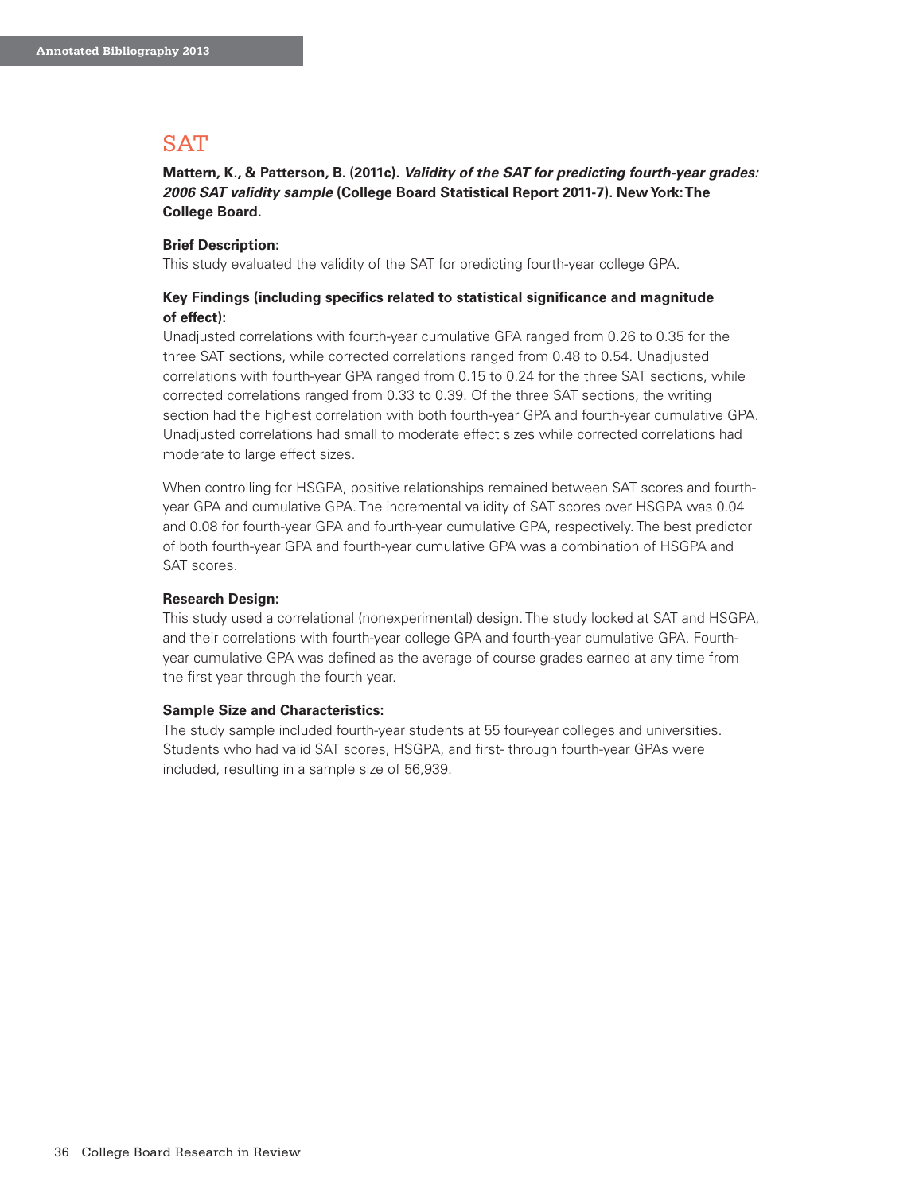# SAT

**Mattern, K., & Patterson, B. (2011c).** ***Validity of the SAT for predicting fourth-year grades: 2006 SAT validity sample*** **(College Board Statistical Report 2011-7). New York: The College Board.**

**Brief Description:**

This study evaluated the validity of the SAT for predicting fourth-year college GPA.

**Key Findings (including specifics related to statistical significance and magnitude of effect):**

Unadjusted correlations with fourth-year cumulative GPA ranged from 0.26 to 0.35 for the three SAT sections, while corrected correlations ranged from 0.48 to 0.54. Unadjusted correlations with fourth-year GPA ranged from 0.15 to 0.24 for the three SAT sections, while corrected correlations ranged from 0.33 to 0.39. Of the three SAT sections, the writing section had the highest correlation with both fourth-year GPA and fourth-year cumulative GPA. Unadjusted correlations had small to moderate effect sizes while corrected correlations had moderate to large effect sizes.

When controlling for HSGPA, positive relationships remained between SAT scores and fourth-year GPA and cumulative GPA. The incremental validity of SAT scores over HSGPA was 0.04 and 0.08 for fourth-year GPA and fourth-year cumulative GPA, respectively. The best predictor of both fourth-year GPA and fourth-year cumulative GPA was a combination of HSGPA and SAT scores.

**Research Design:**

This study used a correlational (nonexperimental) design. The study looked at SAT and HSGPA, and their correlations with fourth-year college GPA and fourth-year cumulative GPA. Fourth-year cumulative GPA was defined as the average of course grades earned at any time from the first year through the fourth year.

**Sample Size and Characteristics:**

The study sample included fourth-year students at 55 four-year colleges and universities. Students who had valid SAT scores, HSGPA, and first- through fourth-year GPAs were included, resulting in a sample size of 56,939.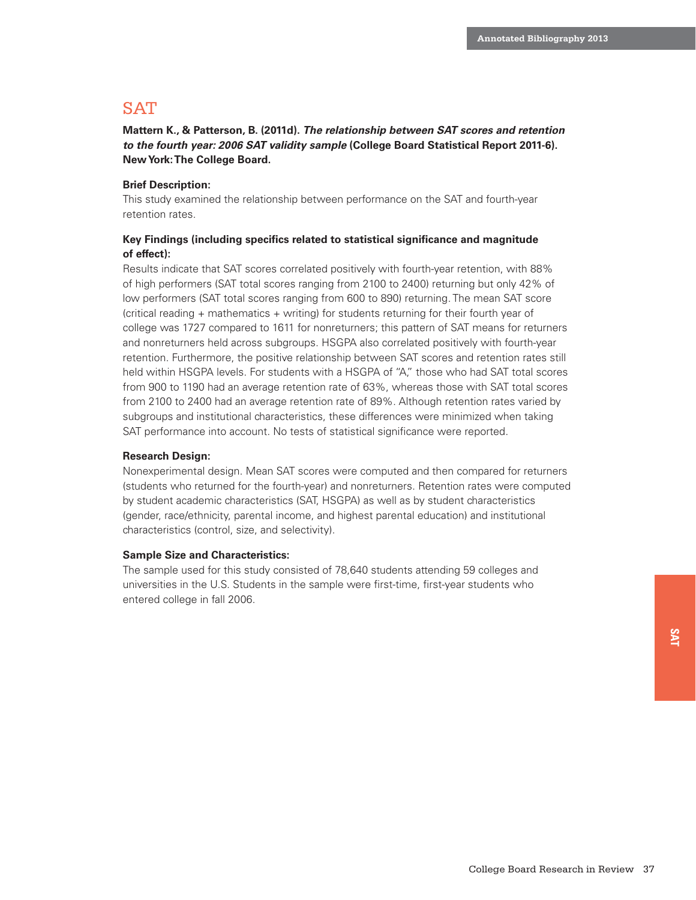## SAT

**Mattern K., & Patterson, B. (2011d).** ***The relationship between SAT scores and retention to the fourth year: 2006 SAT validity sample*** **(College Board Statistical Report 2011-6). New York: The College Board.**

**Brief Description:**
This study examined the relationship between performance on the SAT and fourth-year retention rates.

**Key Findings (including specifics related to statistical significance and magnitude of effect):**
Results indicate that SAT scores correlated positively with fourth-year retention, with 88% of high performers (SAT total scores ranging from 2100 to 2400) returning but only 42% of low performers (SAT total scores ranging from 600 to 890) returning. The mean SAT score (critical reading + mathematics + writing) for students returning for their fourth year of college was 1727 compared to 1611 for nonreturners; this pattern of SAT means for returners and nonreturners held across subgroups. HSGPA also correlated positively with fourth-year retention. Furthermore, the positive relationship between SAT scores and retention rates still held within HSGPA levels. For students with a HSGPA of "A," those who had SAT total scores from 900 to 1190 had an average retention rate of 63%, whereas those with SAT total scores from 2100 to 2400 had an average retention rate of 89%. Although retention rates varied by subgroups and institutional characteristics, these differences were minimized when taking SAT performance into account. No tests of statistical significance were reported.

**Research Design:**
Nonexperimental design. Mean SAT scores were computed and then compared for returners (students who returned for the fourth-year) and nonreturners. Retention rates were computed by student academic characteristics (SAT, HSGPA) as well as by student characteristics (gender, race/ethnicity, parental income, and highest parental education) and institutional characteristics (control, size, and selectivity).

**Sample Size and Characteristics:**
The sample used for this study consisted of 78,640 students attending 59 colleges and universities in the U.S. Students in the sample were first-time, first-year students who entered college in fall 2006.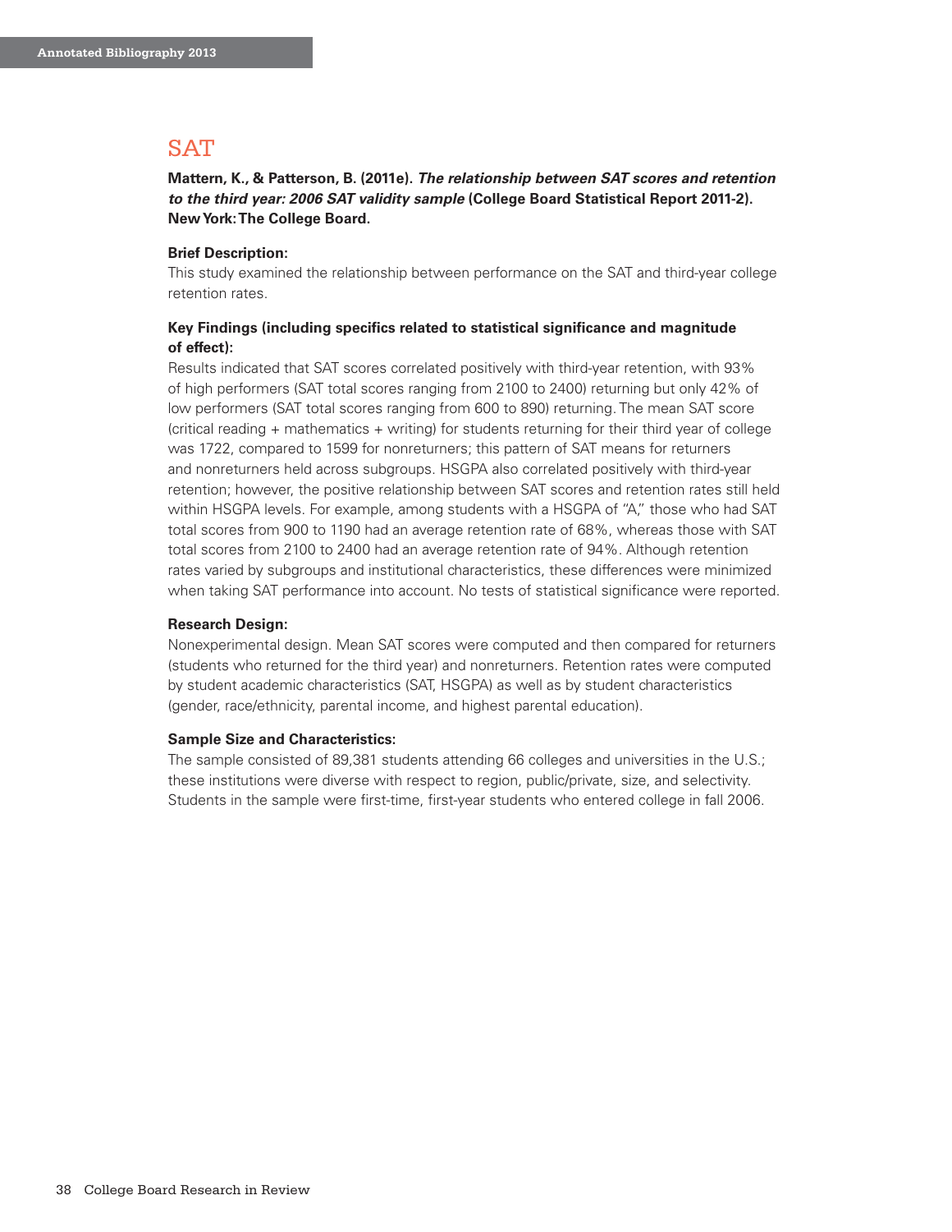## SAT

**Mattern, K., & Patterson, B. (2011e). *The relationship between SAT scores and retention to the third year: 2006 SAT validity sample* (College Board Statistical Report 2011-2). New York: The College Board.**

**Brief Description:**
This study examined the relationship between performance on the SAT and third-year college retention rates.

**Key Findings (including specifics related to statistical significance and magnitude of effect):**
Results indicated that SAT scores correlated positively with third-year retention, with 93% of high performers (SAT total scores ranging from 2100 to 2400) returning but only 42% of low performers (SAT total scores ranging from 600 to 890) returning. The mean SAT score (critical reading + mathematics + writing) for students returning for their third year of college was 1722, compared to 1599 for nonreturners; this pattern of SAT means for returners and nonreturners held across subgroups. HSGPA also correlated positively with third-year retention; however, the positive relationship between SAT scores and retention rates still held within HSGPA levels. For example, among students with a HSGPA of "A," those who had SAT total scores from 900 to 1190 had an average retention rate of 68%, whereas those with SAT total scores from 2100 to 2400 had an average retention rate of 94%. Although retention rates varied by subgroups and institutional characteristics, these differences were minimized when taking SAT performance into account. No tests of statistical significance were reported.

**Research Design:**
Nonexperimental design. Mean SAT scores were computed and then compared for returners (students who returned for the third year) and nonreturners. Retention rates were computed by student academic characteristics (SAT, HSGPA) as well as by student characteristics (gender, race/ethnicity, parental income, and highest parental education).

**Sample Size and Characteristics:**
The sample consisted of 89,381 students attending 66 colleges and universities in the U.S.; these institutions were diverse with respect to region, public/private, size, and selectivity. Students in the sample were first-time, first-year students who entered college in fall 2006.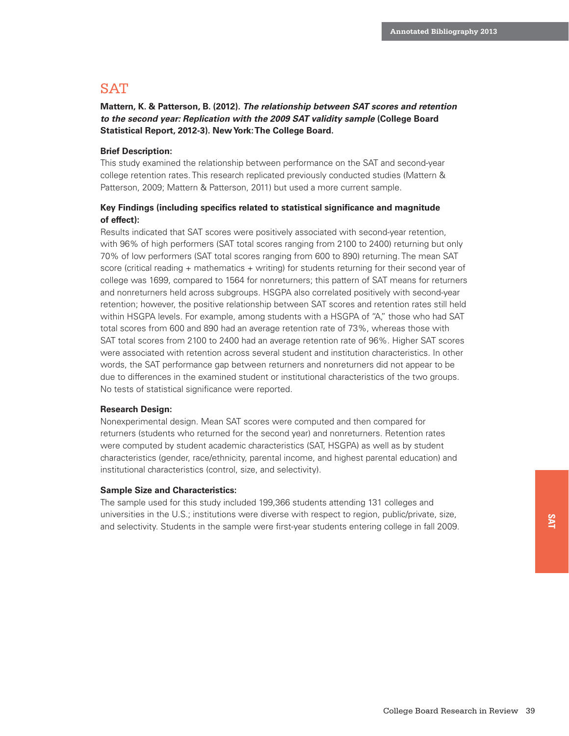## SAT

**Mattern, K. & Patterson, B. (2012). *The relationship between SAT scores and retention to the second year: Replication with the 2009 SAT validity sample* (College Board Statistical Report, 2012-3). New York: The College Board.**

**Brief Description:**

This study examined the relationship between performance on the SAT and second-year college retention rates. This research replicated previously conducted studies (Mattern & Patterson, 2009; Mattern & Patterson, 2011) but used a more current sample.

**Key Findings (including specifics related to statistical significance and magnitude of effect):**

Results indicated that SAT scores were positively associated with second-year retention, with 96% of high performers (SAT total scores ranging from 2100 to 2400) returning but only 70% of low performers (SAT total scores ranging from 600 to 890) returning. The mean SAT score (critical reading + mathematics + writing) for students returning for their second year of college was 1699, compared to 1564 for nonreturners; this pattern of SAT means for returners and nonreturners held across subgroups. HSGPA also correlated positively with second-year retention; however, the positive relationship between SAT scores and retention rates still held within HSGPA levels. For example, among students with a HSGPA of "A," those who had SAT total scores from 600 and 890 had an average retention rate of 73%, whereas those with SAT total scores from 2100 to 2400 had an average retention rate of 96%. Higher SAT scores were associated with retention across several student and institution characteristics. In other words, the SAT performance gap between returners and nonreturners did not appear to be due to differences in the examined student or institutional characteristics of the two groups. No tests of statistical significance were reported.

**Research Design:**

Nonexperimental design. Mean SAT scores were computed and then compared for returners (students who returned for the second year) and nonreturners. Retention rates were computed by student academic characteristics (SAT, HSGPA) as well as by student characteristics (gender, race/ethnicity, parental income, and highest parental education) and institutional characteristics (control, size, and selectivity).

**Sample Size and Characteristics:**

The sample used for this study included 199,366 students attending 131 colleges and universities in the U.S.; institutions were diverse with respect to region, public/private, size, and selectivity. Students in the sample were first-year students entering college in fall 2009.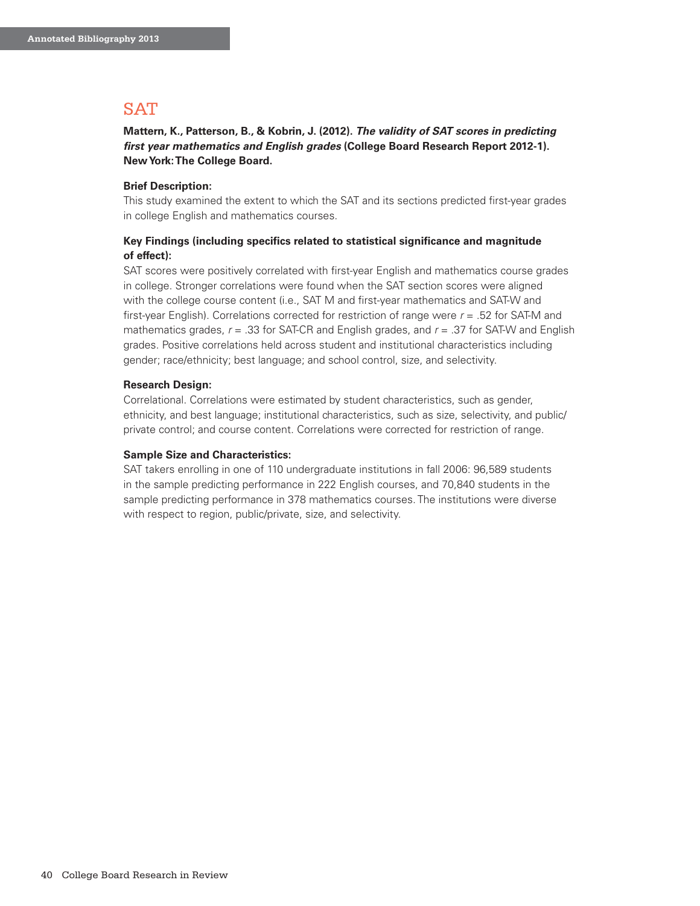## SAT

**Mattern, K., Patterson, B., & Kobrin, J. (2012). *The validity of SAT scores in predicting first year mathematics and English grades* (College Board Research Report 2012-1). New York: The College Board.**

**Brief Description:**
This study examined the extent to which the SAT and its sections predicted first-year grades in college English and mathematics courses.

**Key Findings (including specifics related to statistical significance and magnitude of effect):**
SAT scores were positively correlated with first-year English and mathematics course grades in college. Stronger correlations were found when the SAT section scores were aligned with the college course content (i.e., SAT M and first-year mathematics and SAT-W and first-year English). Correlations corrected for restriction of range were $r = .52$ for SAT-M and mathematics grades, $r = .33$ for SAT-CR and English grades, and $r = .37$ for SAT-W and English grades. Positive correlations held across student and institutional characteristics including gender; race/ethnicity; best language; and school control, size, and selectivity.

**Research Design:**
Correlational. Correlations were estimated by student characteristics, such as gender, ethnicity, and best language; institutional characteristics, such as size, selectivity, and public/private control; and course content. Correlations were corrected for restriction of range.

**Sample Size and Characteristics:**
SAT takers enrolling in one of 110 undergraduate institutions in fall 2006: 96,589 students in the sample predicting performance in 222 English courses, and 70,840 students in the sample predicting performance in 378 mathematics courses. The institutions were diverse with respect to region, public/private, size, and selectivity.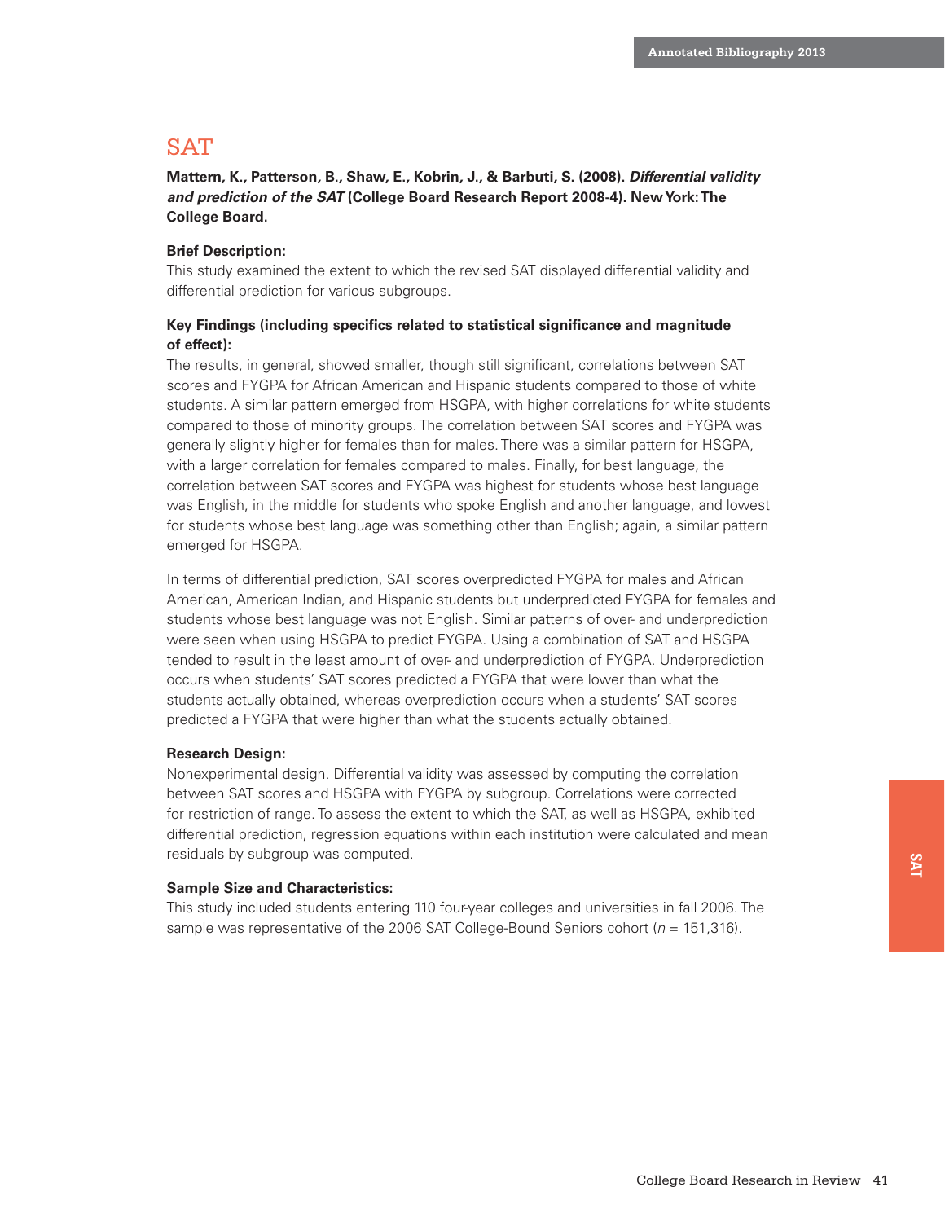## SAT

**Mattern, K., Patterson, B., Shaw, E., Kobrin, J., & Barbuti, S. (2008). *Differential validity and prediction of the SAT* (College Board Research Report 2008-4). New York: The College Board.**

**Brief Description:**

This study examined the extent to which the revised SAT displayed differential validity and differential prediction for various subgroups.

**Key Findings (including specifics related to statistical significance and magnitude of effect):**

The results, in general, showed smaller, though still significant, correlations between SAT scores and FYGPA for African American and Hispanic students compared to those of white students. A similar pattern emerged from HSGPA, with higher correlations for white students compared to those of minority groups. The correlation between SAT scores and FYGPA was generally slightly higher for females than for males. There was a similar pattern for HSGPA, with a larger correlation for females compared to males. Finally, for best language, the correlation between SAT scores and FYGPA was highest for students whose best language was English, in the middle for students who spoke English and another language, and lowest for students whose best language was something other than English; again, a similar pattern emerged for HSGPA.

In terms of differential prediction, SAT scores overpredicted FYGPA for males and African American, American Indian, and Hispanic students but underpredicted FYGPA for females and students whose best language was not English. Similar patterns of over- and underprediction were seen when using HSGPA to predict FYGPA. Using a combination of SAT and HSGPA tended to result in the least amount of over- and underprediction of FYGPA. Underprediction occurs when students' SAT scores predicted a FYGPA that were lower than what the students actually obtained, whereas overprediction occurs when a students' SAT scores predicted a FYGPA that were higher than what the students actually obtained.

**Research Design:**

Nonexperimental design. Differential validity was assessed by computing the correlation between SAT scores and HSGPA with FYGPA by subgroup. Correlations were corrected for restriction of range. To assess the extent to which the SAT, as well as HSGPA, exhibited differential prediction, regression equations within each institution were calculated and mean residuals by subgroup was computed.

**Sample Size and Characteristics:**

This study included students entering 110 four-year colleges and universities in fall 2006. The sample was representative of the 2006 SAT College-Bound Seniors cohort ($n$ = 151,316).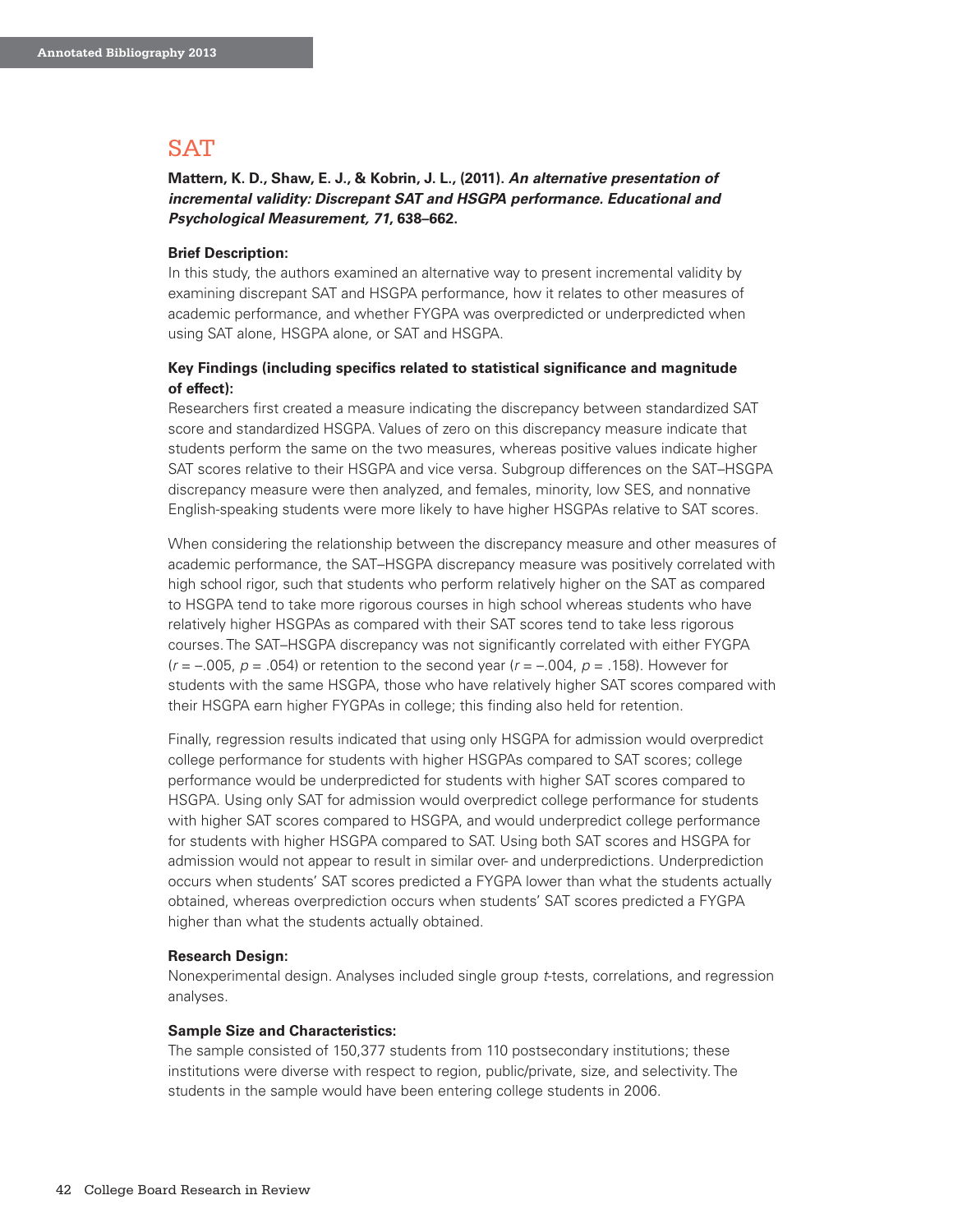# SAT

**Mattern, K. D., Shaw, E. J., & Kobrin, J. L., (2011).** ***An alternative presentation of incremental validity: Discrepant SAT and HSGPA performance. Educational and Psychological Measurement, 71,*** **638–662.**

**Brief Description:**

In this study, the authors examined an alternative way to present incremental validity by examining discrepant SAT and HSGPA performance, how it relates to other measures of academic performance, and whether FYGPA was overpredicted or underpredicted when using SAT alone, HSGPA alone, or SAT and HSGPA.

**Key Findings (including specifics related to statistical significance and magnitude of effect):**

Researchers first created a measure indicating the discrepancy between standardized SAT score and standardized HSGPA. Values of zero on this discrepancy measure indicate that students perform the same on the two measures, whereas positive values indicate higher SAT scores relative to their HSGPA and vice versa. Subgroup differences on the SAT–HSGPA discrepancy measure were then analyzed, and females, minority, low SES, and nonnative English-speaking students were more likely to have higher HSGPAs relative to SAT scores.

When considering the relationship between the discrepancy measure and other measures of academic performance, the SAT–HSGPA discrepancy measure was positively correlated with high school rigor, such that students who perform relatively higher on the SAT as compared to HSGPA tend to take more rigorous courses in high school whereas students who have relatively higher HSGPAs as compared with their SAT scores tend to take less rigorous courses. The SAT–HSGPA discrepancy was not significantly correlated with either FYGPA ($r = -.005$, $p = .054$) or retention to the second year ($r = -.004$, $p = .158$). However for students with the same HSGPA, those who have relatively higher SAT scores compared with their HSGPA earn higher FYGPAs in college; this finding also held for retention.

Finally, regression results indicated that using only HSGPA for admission would overpredict college performance for students with higher HSGPAs compared to SAT scores; college performance would be underpredicted for students with higher SAT scores compared to HSGPA. Using only SAT for admission would overpredict college performance for students with higher SAT scores compared to HSGPA, and would underpredict college performance for students with higher HSGPA compared to SAT. Using both SAT scores and HSGPA for admission would not appear to result in similar over- and underpredictions. Underprediction occurs when students' SAT scores predicted a FYGPA lower than what the students actually obtained, whereas overprediction occurs when students' SAT scores predicted a FYGPA higher than what the students actually obtained.

**Research Design:**

Nonexperimental design. Analyses included single group *t*-tests, correlations, and regression analyses.

**Sample Size and Characteristics:**

The sample consisted of 150,377 students from 110 postsecondary institutions; these institutions were diverse with respect to region, public/private, size, and selectivity. The students in the sample would have been entering college students in 2006.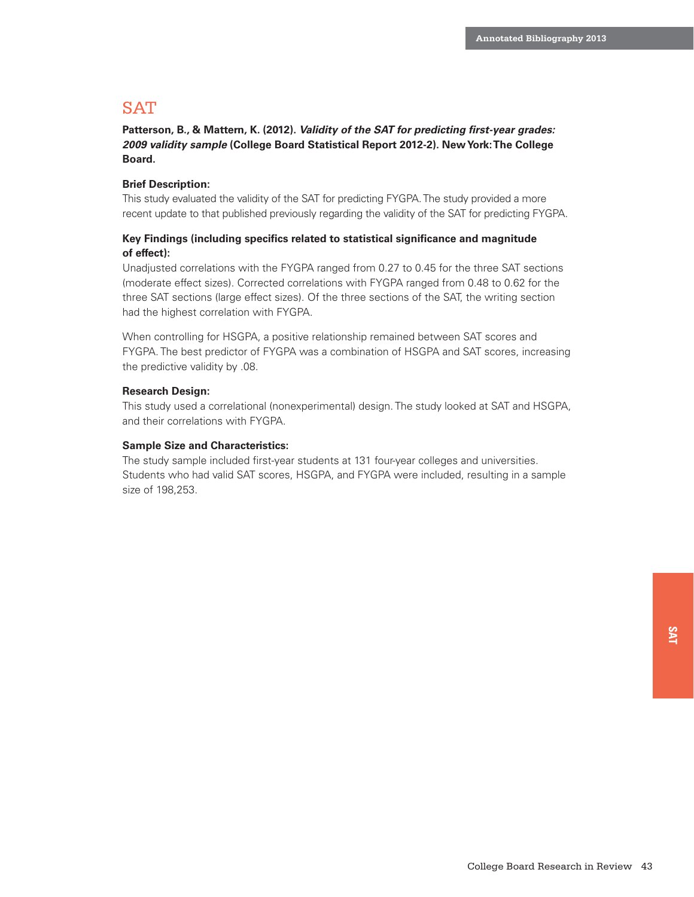## SAT

**Patterson, B., & Mattern, K. (2012). *Validity of the SAT for predicting first-year grades: 2009 validity sample* (College Board Statistical Report 2012-2). New York: The College Board.**

**Brief Description:**
This study evaluated the validity of the SAT for predicting FYGPA. The study provided a more recent update to that published previously regarding the validity of the SAT for predicting FYGPA.

**Key Findings (including specifics related to statistical significance and magnitude of effect):**
Unadjusted correlations with the FYGPA ranged from 0.27 to 0.45 for the three SAT sections (moderate effect sizes). Corrected correlations with FYGPA ranged from 0.48 to 0.62 for the three SAT sections (large effect sizes). Of the three sections of the SAT, the writing section had the highest correlation with FYGPA.

When controlling for HSGPA, a positive relationship remained between SAT scores and FYGPA. The best predictor of FYGPA was a combination of HSGPA and SAT scores, increasing the predictive validity by .08.

**Research Design:**
This study used a correlational (nonexperimental) design. The study looked at SAT and HSGPA, and their correlations with FYGPA.

**Sample Size and Characteristics:**
The study sample included first-year students at 131 four-year colleges and universities. Students who had valid SAT scores, HSGPA, and FYGPA were included, resulting in a sample size of 198,253.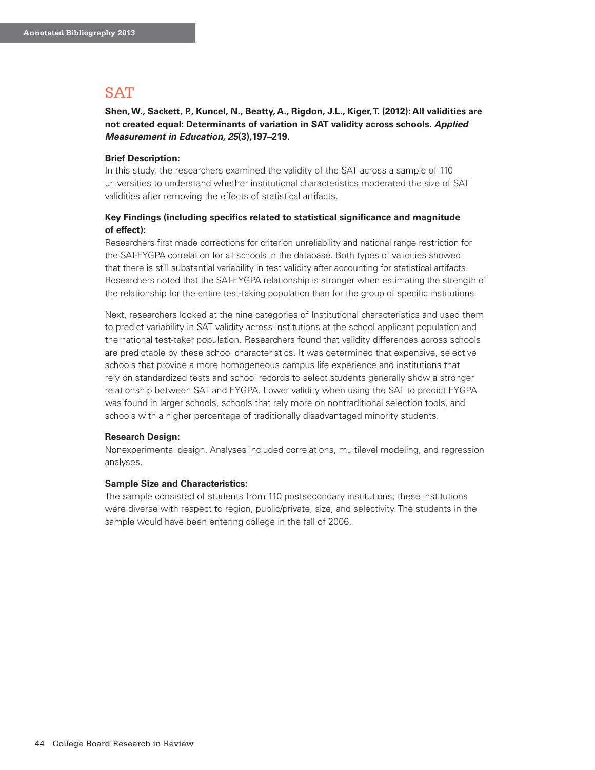## SAT

**Shen, W., Sackett, P., Kuncel, N., Beatty, A., Rigdon, J.L., Kiger, T. (2012): All validities are not created equal: Determinants of variation in SAT validity across schools. *Applied Measurement in Education, 25*(3),197–219.**

**Brief Description:**
In this study, the researchers examined the validity of the SAT across a sample of 110 universities to understand whether institutional characteristics moderated the size of SAT validities after removing the effects of statistical artifacts.

**Key Findings (including specifics related to statistical significance and magnitude of effect):**
Researchers first made corrections for criterion unreliability and national range restriction for the SAT-FYGPA correlation for all schools in the database. Both types of validities showed that there is still substantial variability in test validity after accounting for statistical artifacts. Researchers noted that the SAT-FYGPA relationship is stronger when estimating the strength of the relationship for the entire test-taking population than for the group of specific institutions.

Next, researchers looked at the nine categories of Institutional characteristics and used them to predict variability in SAT validity across institutions at the school applicant population and the national test-taker population. Researchers found that validity differences across schools are predictable by these school characteristics. It was determined that expensive, selective schools that provide a more homogeneous campus life experience and institutions that rely on standardized tests and school records to select students generally show a stronger relationship between SAT and FYGPA. Lower validity when using the SAT to predict FYGPA was found in larger schools, schools that rely more on nontraditional selection tools, and schools with a higher percentage of traditionally disadvantaged minority students.

**Research Design:**
Nonexperimental design. Analyses included correlations, multilevel modeling, and regression analyses.

**Sample Size and Characteristics:**
The sample consisted of students from 110 postsecondary institutions; these institutions were diverse with respect to region, public/private, size, and selectivity. The students in the sample would have been entering college in the fall of 2006.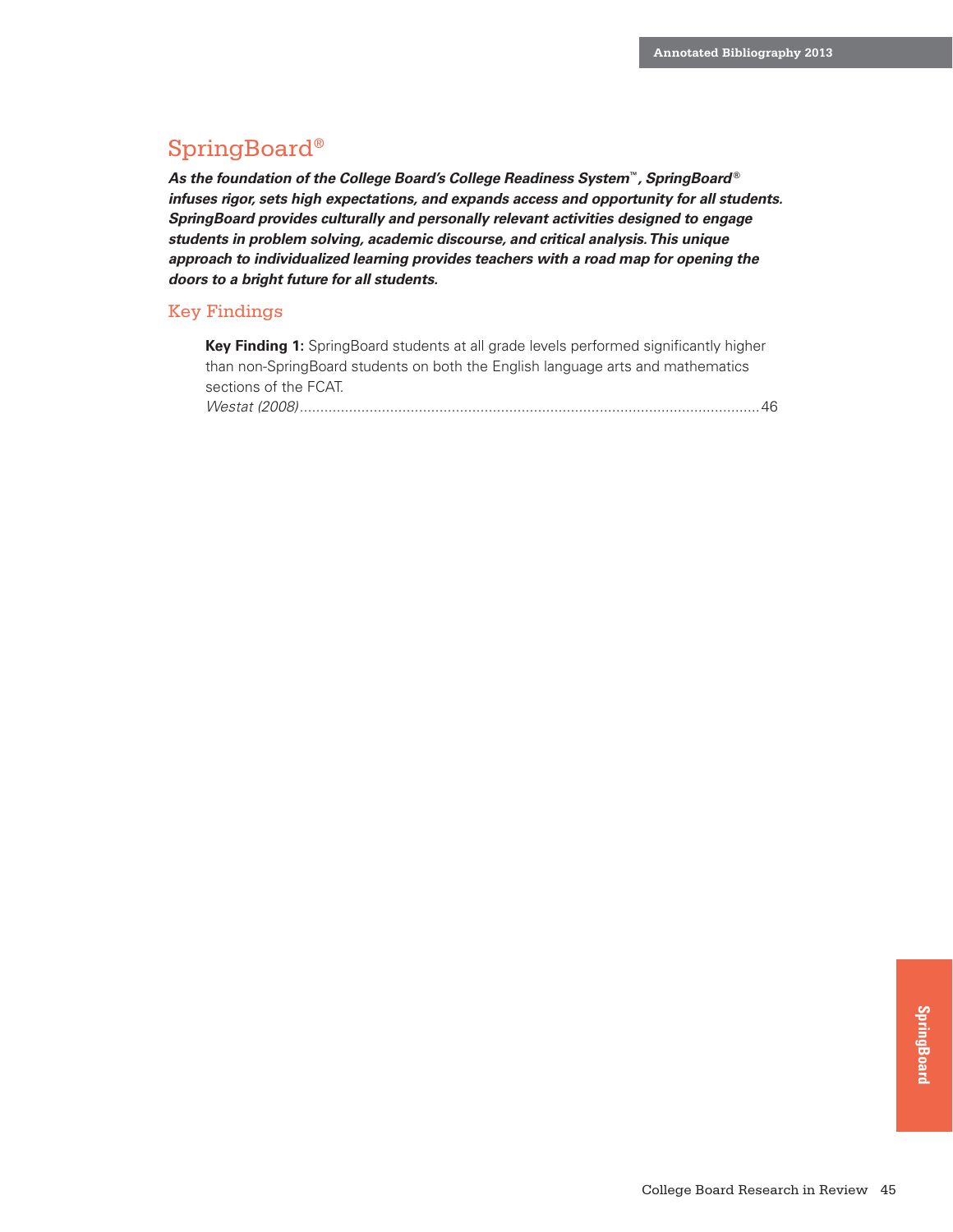# SpringBoard®

***As the foundation of the College Board's College Readiness System™, SpringBoard® infuses rigor, sets high expectations, and expands access and opportunity for all students. SpringBoard provides culturally and personally relevant activities designed to engage students in problem solving, academic discourse, and critical analysis. This unique approach to individualized learning provides teachers with a road map for opening the doors to a bright future for all students.***

## Key Findings

**Key Finding 1:** SpringBoard students at all grade levels performed significantly higher than non-SpringBoard students on both the English language arts and mathematics sections of the FCAT.
*Westat (2008)*..........46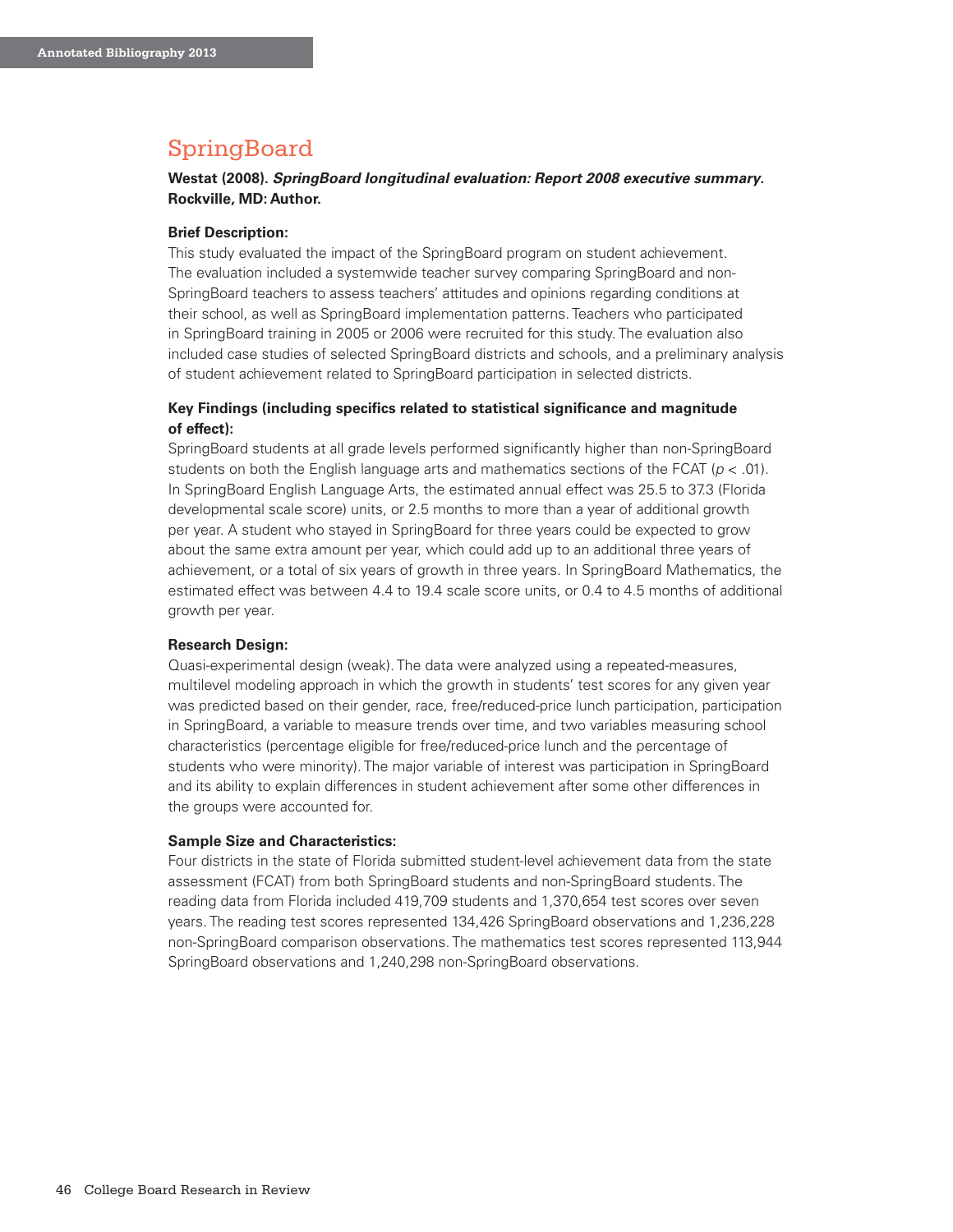## SpringBoard

**Westat (2008).** ***SpringBoard longitudinal evaluation: Report 2008 executive summary*****. Rockville, MD: Author.**

**Brief Description:**
This study evaluated the impact of the SpringBoard program on student achievement. The evaluation included a systemwide teacher survey comparing SpringBoard and non-SpringBoard teachers to assess teachers' attitudes and opinions regarding conditions at their school, as well as SpringBoard implementation patterns. Teachers who participated in SpringBoard training in 2005 or 2006 were recruited for this study. The evaluation also included case studies of selected SpringBoard districts and schools, and a preliminary analysis of student achievement related to SpringBoard participation in selected districts.

**Key Findings (including specifics related to statistical significance and magnitude of effect):**
SpringBoard students at all grade levels performed significantly higher than non-SpringBoard students on both the English language arts and mathematics sections of the FCAT ($p < .01$). In SpringBoard English Language Arts, the estimated annual effect was 25.5 to 37.3 (Florida developmental scale score) units, or 2.5 months to more than a year of additional growth per year. A student who stayed in SpringBoard for three years could be expected to grow about the same extra amount per year, which could add up to an additional three years of achievement, or a total of six years of growth in three years. In SpringBoard Mathematics, the estimated effect was between 4.4 to 19.4 scale score units, or 0.4 to 4.5 months of additional growth per year.

**Research Design:**
Quasi-experimental design (weak). The data were analyzed using a repeated-measures, multilevel modeling approach in which the growth in students' test scores for any given year was predicted based on their gender, race, free/reduced-price lunch participation, participation in SpringBoard, a variable to measure trends over time, and two variables measuring school characteristics (percentage eligible for free/reduced-price lunch and the percentage of students who were minority). The major variable of interest was participation in SpringBoard and its ability to explain differences in student achievement after some other differences in the groups were accounted for.

**Sample Size and Characteristics:**
Four districts in the state of Florida submitted student-level achievement data from the state assessment (FCAT) from both SpringBoard students and non-SpringBoard students. The reading data from Florida included 419,709 students and 1,370,654 test scores over seven years. The reading test scores represented 134,426 SpringBoard observations and 1,236,228 non-SpringBoard comparison observations. The mathematics test scores represented 113,944 SpringBoard observations and 1,240,298 non-SpringBoard observations.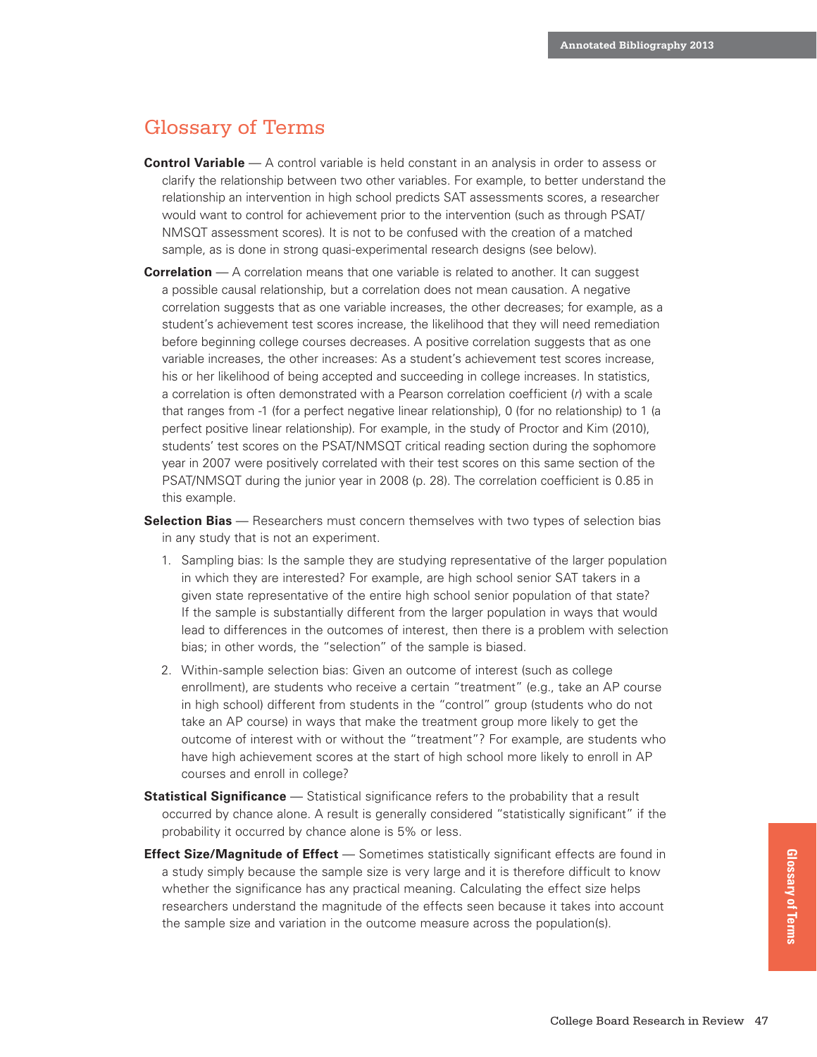## Glossary of Terms

**Control Variable** — A control variable is held constant in an analysis in order to assess or clarify the relationship between two other variables. For example, to better understand the relationship an intervention in high school predicts SAT assessments scores, a researcher would want to control for achievement prior to the intervention (such as through PSAT/NMSQT assessment scores). It is not to be confused with the creation of a matched sample, as is done in strong quasi-experimental research designs (see below).

**Correlation** — A correlation means that one variable is related to another. It can suggest a possible causal relationship, but a correlation does not mean causation. A negative correlation suggests that as one variable increases, the other decreases; for example, as a student's achievement test scores increase, the likelihood that they will need remediation before beginning college courses decreases. A positive correlation suggests that as one variable increases, the other increases: As a student's achievement test scores increase, his or her likelihood of being accepted and succeeding in college increases. In statistics, a correlation is often demonstrated with a Pearson correlation coefficient (*r*) with a scale that ranges from -1 (for a perfect negative linear relationship), 0 (for no relationship) to 1 (a perfect positive linear relationship). For example, in the study of Proctor and Kim (2010), students' test scores on the PSAT/NMSQT critical reading section during the sophomore year in 2007 were positively correlated with their test scores on this same section of the PSAT/NMSQT during the junior year in 2008 (p. 28). The correlation coefficient is 0.85 in this example.

**Selection Bias** — Researchers must concern themselves with two types of selection bias in any study that is not an experiment.

1. Sampling bias: Is the sample they are studying representative of the larger population in which they are interested? For example, are high school senior SAT takers in a given state representative of the entire high school senior population of that state? If the sample is substantially different from the larger population in ways that would lead to differences in the outcomes of interest, then there is a problem with selection bias; in other words, the "selection" of the sample is biased.
2. Within-sample selection bias: Given an outcome of interest (such as college enrollment), are students who receive a certain "treatment" (e.g., take an AP course in high school) different from students in the "control" group (students who do not take an AP course) in ways that make the treatment group more likely to get the outcome of interest with or without the "treatment"? For example, are students who have high achievement scores at the start of high school more likely to enroll in AP courses and enroll in college?

**Statistical Significance** — Statistical significance refers to the probability that a result occurred by chance alone. A result is generally considered "statistically significant" if the probability it occurred by chance alone is 5% or less.

**Effect Size/Magnitude of Effect** — Sometimes statistically significant effects are found in a study simply because the sample size is very large and it is therefore difficult to know whether the significance has any practical meaning. Calculating the effect size helps researchers understand the magnitude of the effects seen because it takes into account the sample size and variation in the outcome measure across the population(s).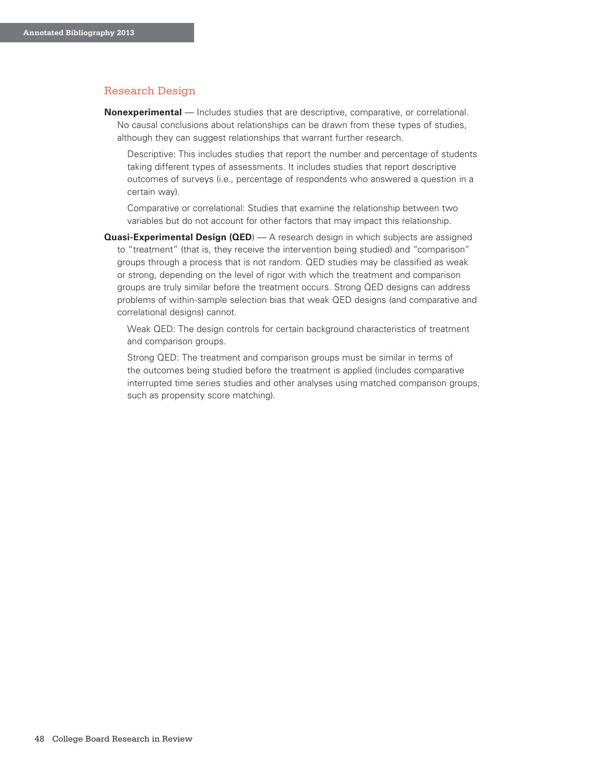## Research Design

**Nonexperimental** — Includes studies that are descriptive, comparative, or correlational. No causal conclusions about relationships can be drawn from these types of studies, although they can suggest relationships that warrant further research.

Descriptive: This includes studies that report the number and percentage of students taking different types of assessments. It includes studies that report descriptive outcomes of surveys (i.e., percentage of respondents who answered a question in a certain way).

Comparative or correlational: Studies that examine the relationship between two variables but do not account for other factors that may impact this relationship.

**Quasi-Experimental Design (QED**) — A research design in which subjects are assigned to "treatment" (that is, they receive the intervention being studied) and "comparison" groups through a process that is not random. QED studies may be classified as weak or strong, depending on the level of rigor with which the treatment and comparison groups are truly similar before the treatment occurs. Strong QED designs can address problems of within-sample selection bias that weak QED designs (and comparative and correlational designs) cannot.

Weak QED: The design controls for certain background characteristics of treatment and comparison groups.

Strong QED: The treatment and comparison groups must be similar in terms of the outcomes being studied before the treatment is applied (includes comparative interrupted time series studies and other analyses using matched comparison groups, such as propensity score matching).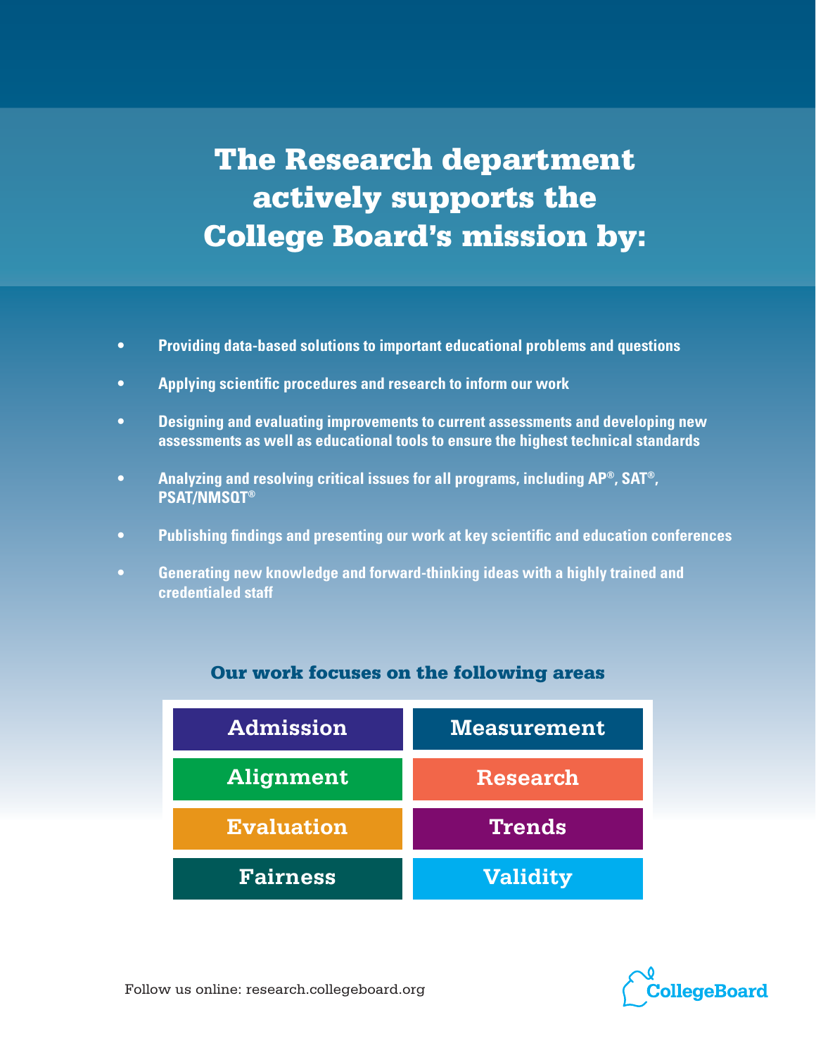# The Research department actively supports the College Board's mission by:

- **Providing data-based solutions to important educational problems and questions**
- **Applying scientific procedures and research to inform our work**
- **Designing and evaluating improvements to current assessments and developing new assessments as well as educational tools to ensure the highest technical standards**
- **Analyzing and resolving critical issues for all programs, including AP®, SAT®, PSAT/NMSQT®**
- **Publishing findings and presenting our work at key scientific and education conferences**
- **Generating new knowledge and forward-thinking ideas with a highly trained and credentialed staff**

## Our work focuses on the following areas

| | |
|---|---|
| Admission | Measurement |
| Alignment | Research |
| Evaluation | Trends |
| Fairness | Validity |

Follow us online: research.collegeboard.org

CollegeBoard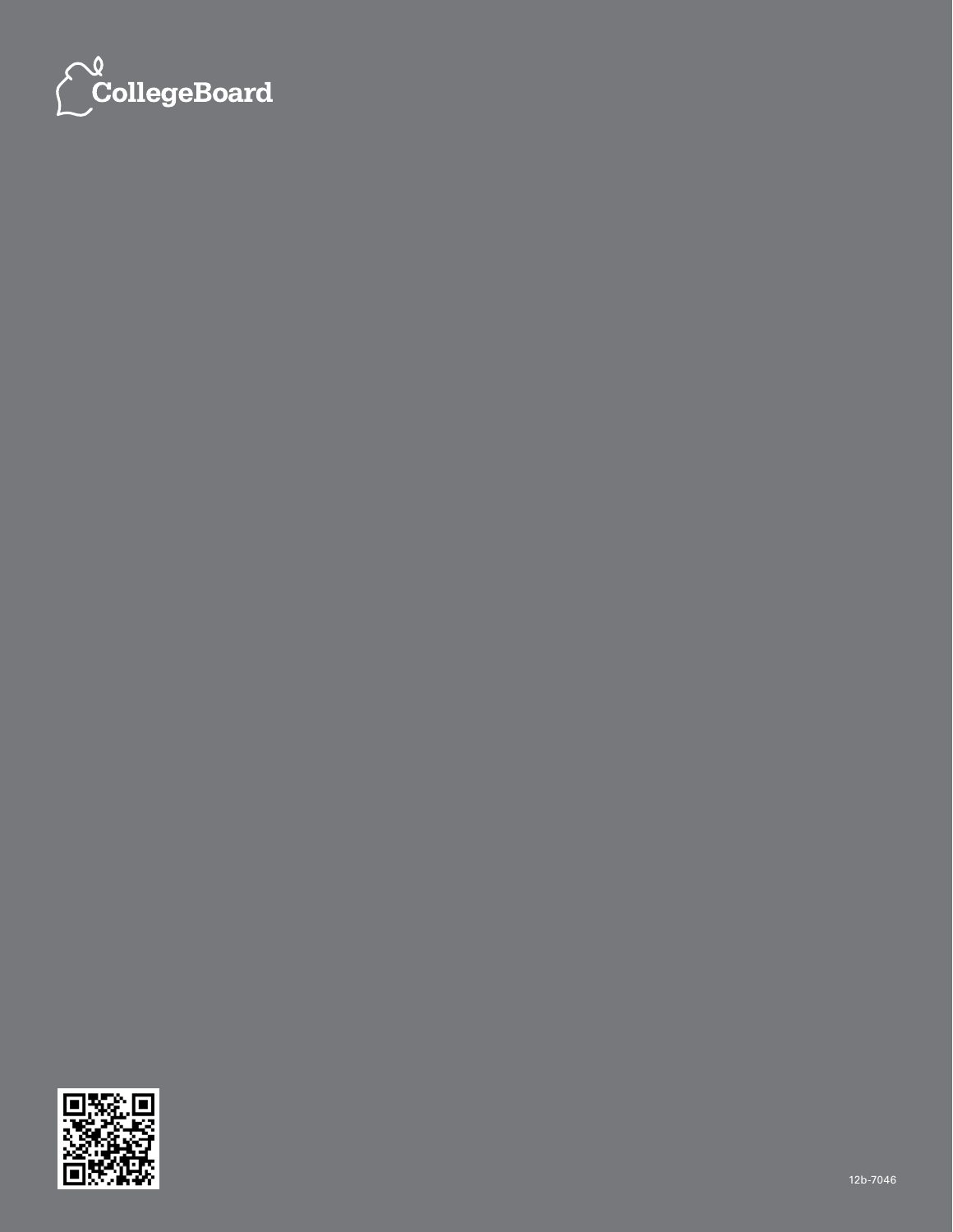CollegeBoard

12b-7046